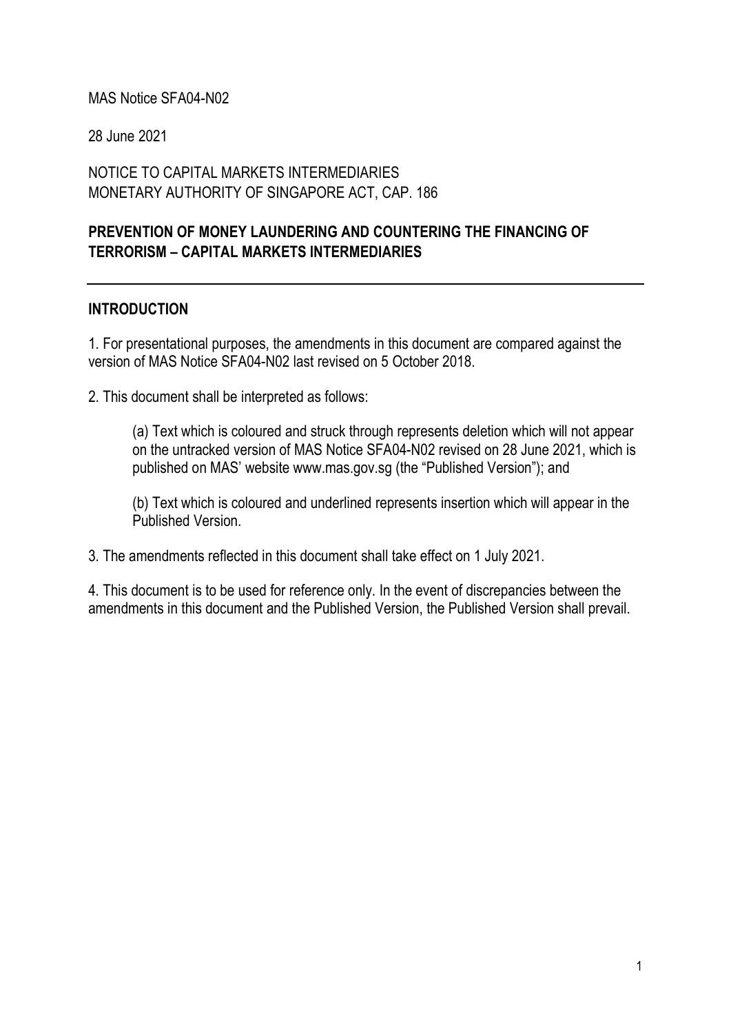MAS Notice SFA04-N02

28 June 2021

NOTICE TO CAPITAL MARKETS INTERMEDIARIES
MONETARY AUTHORITY OF SINGAPORE ACT, CAP. 186

# PREVENTION OF MONEY LAUNDERING AND COUNTERING THE FINANCING OF TERRORISM – CAPITAL MARKETS INTERMEDIARIES

---

## INTRODUCTION

1. For presentational purposes, the amendments in this document are compared against the version of MAS Notice SFA04-N02 last revised on 5 October 2018.

2. This document shall be interpreted as follows:

   (a) Text which is coloured and struck through represents deletion which will not appear on the untracked version of MAS Notice SFA04-N02 revised on 28 June 2021, which is published on MAS' website www.mas.gov.sg (the "Published Version"); and

   (b) Text which is coloured and underlined represents insertion which will appear in the Published Version.

3. The amendments reflected in this document shall take effect on 1 July 2021.

4. This document is to be used for reference only. In the event of discrepancies between the amendments in this document and the Published Version, the Published Version shall prevail.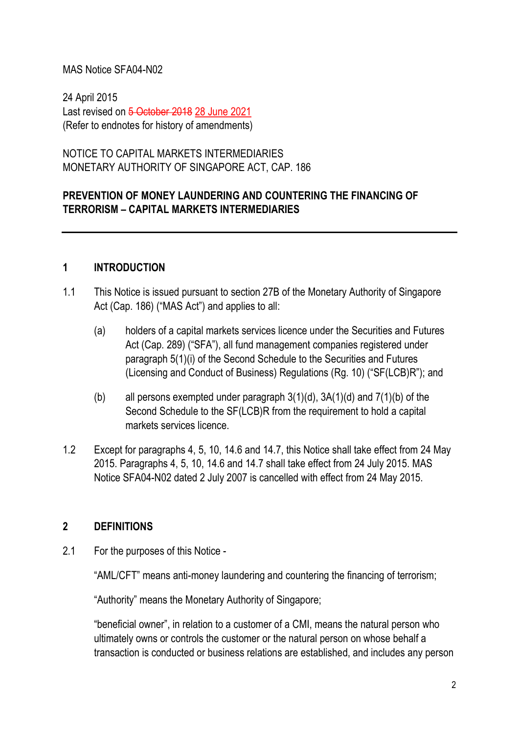MAS Notice SFA04-N02

24 April 2015
Last revised on ~~5 October 2018~~ 28 June 2021
(Refer to endnotes for history of amendments)

NOTICE TO CAPITAL MARKETS INTERMEDIARIES
MONETARY AUTHORITY OF SINGAPORE ACT, CAP. 186

**PREVENTION OF MONEY LAUNDERING AND COUNTERING THE FINANCING OF TERRORISM – CAPITAL MARKETS INTERMEDIARIES**

---

## 1 INTRODUCTION

1.1 This Notice is issued pursuant to section 27B of the Monetary Authority of Singapore Act (Cap. 186) ("MAS Act") and applies to all:

(a) holders of a capital markets services licence under the Securities and Futures Act (Cap. 289) ("SFA"), all fund management companies registered under paragraph 5(1)(i) of the Second Schedule to the Securities and Futures (Licensing and Conduct of Business) Regulations (Rg. 10) ("SF(LCB)R"); and

(b) all persons exempted under paragraph 3(1)(d), 3A(1)(d) and 7(1)(b) of the Second Schedule to the SF(LCB)R from the requirement to hold a capital markets services licence.

1.2 Except for paragraphs 4, 5, 10, 14.6 and 14.7, this Notice shall take effect from 24 May 2015. Paragraphs 4, 5, 10, 14.6 and 14.7 shall take effect from 24 July 2015. MAS Notice SFA04-N02 dated 2 July 2007 is cancelled with effect from 24 May 2015.

## 2 DEFINITIONS

2.1 For the purposes of this Notice -

"AML/CFT" means anti-money laundering and countering the financing of terrorism;

"Authority" means the Monetary Authority of Singapore;

"beneficial owner", in relation to a customer of a CMI, means the natural person who ultimately owns or controls the customer or the natural person on whose behalf a transaction is conducted or business relations are established, and includes any person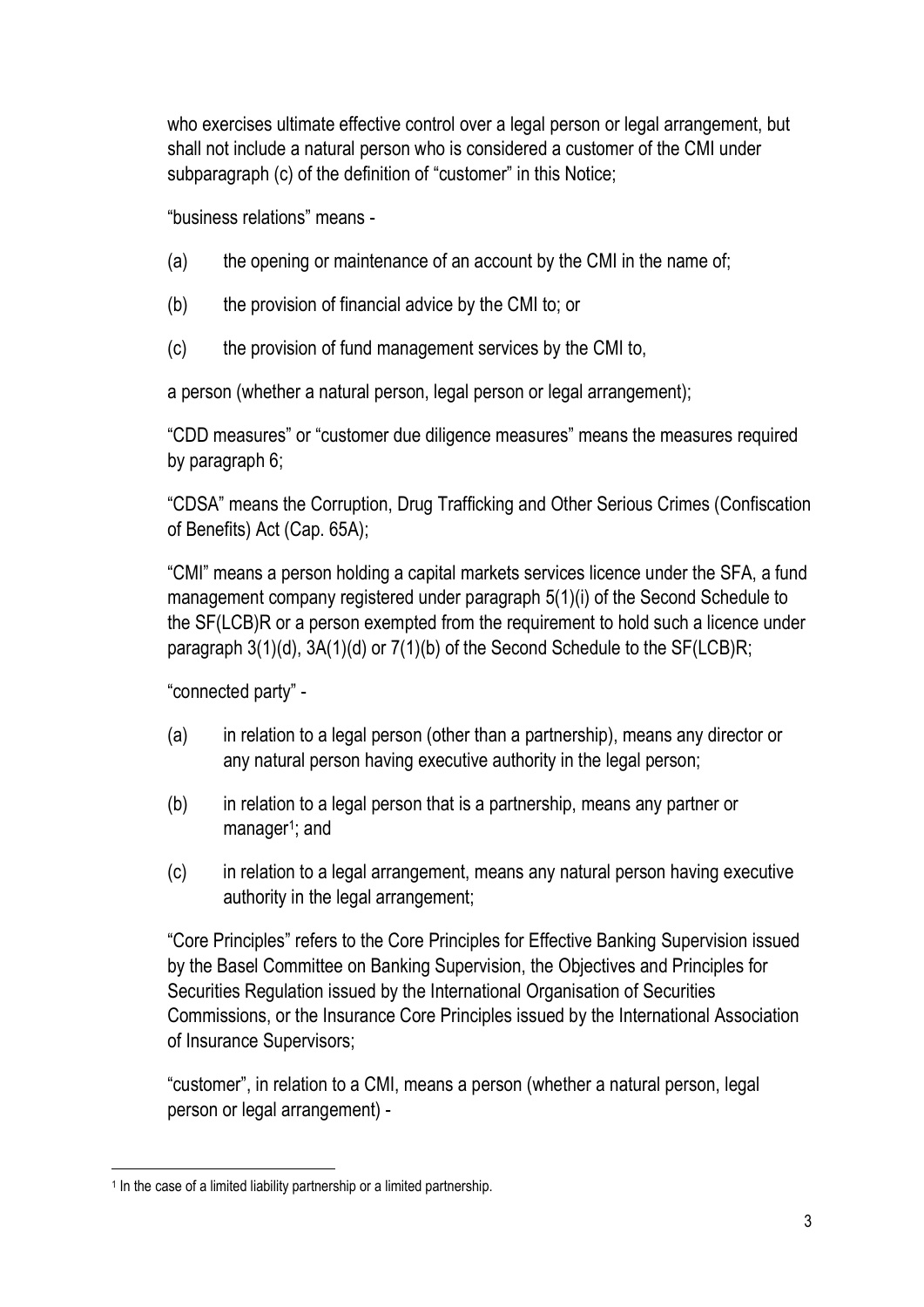who exercises ultimate effective control over a legal person or legal arrangement, but shall not include a natural person who is considered a customer of the CMI under subparagraph (c) of the definition of "customer" in this Notice;

"business relations" means -

(a) the opening or maintenance of an account by the CMI in the name of;

(b) the provision of financial advice by the CMI to; or

(c) the provision of fund management services by the CMI to,

a person (whether a natural person, legal person or legal arrangement);

"CDD measures" or "customer due diligence measures" means the measures required by paragraph 6;

"CDSA" means the Corruption, Drug Trafficking and Other Serious Crimes (Confiscation of Benefits) Act (Cap. 65A);

"CMI" means a person holding a capital markets services licence under the SFA, a fund management company registered under paragraph 5(1)(i) of the Second Schedule to the SF(LCB)R or a person exempted from the requirement to hold such a licence under paragraph 3(1)(d), 3A(1)(d) or 7(1)(b) of the Second Schedule to the SF(LCB)R;

"connected party" -

(a) in relation to a legal person (other than a partnership), means any director or any natural person having executive authority in the legal person;

(b) in relation to a legal person that is a partnership, means any partner or manager[1]; and

(c) in relation to a legal arrangement, means any natural person having executive authority in the legal arrangement;

"Core Principles" refers to the Core Principles for Effective Banking Supervision issued by the Basel Committee on Banking Supervision, the Objectives and Principles for Securities Regulation issued by the International Organisation of Securities Commissions, or the Insurance Core Principles issued by the International Association of Insurance Supervisors;

"customer", in relation to a CMI, means a person (whether a natural person, legal person or legal arrangement) -

---

[1] In the case of a limited liability partnership or a limited partnership.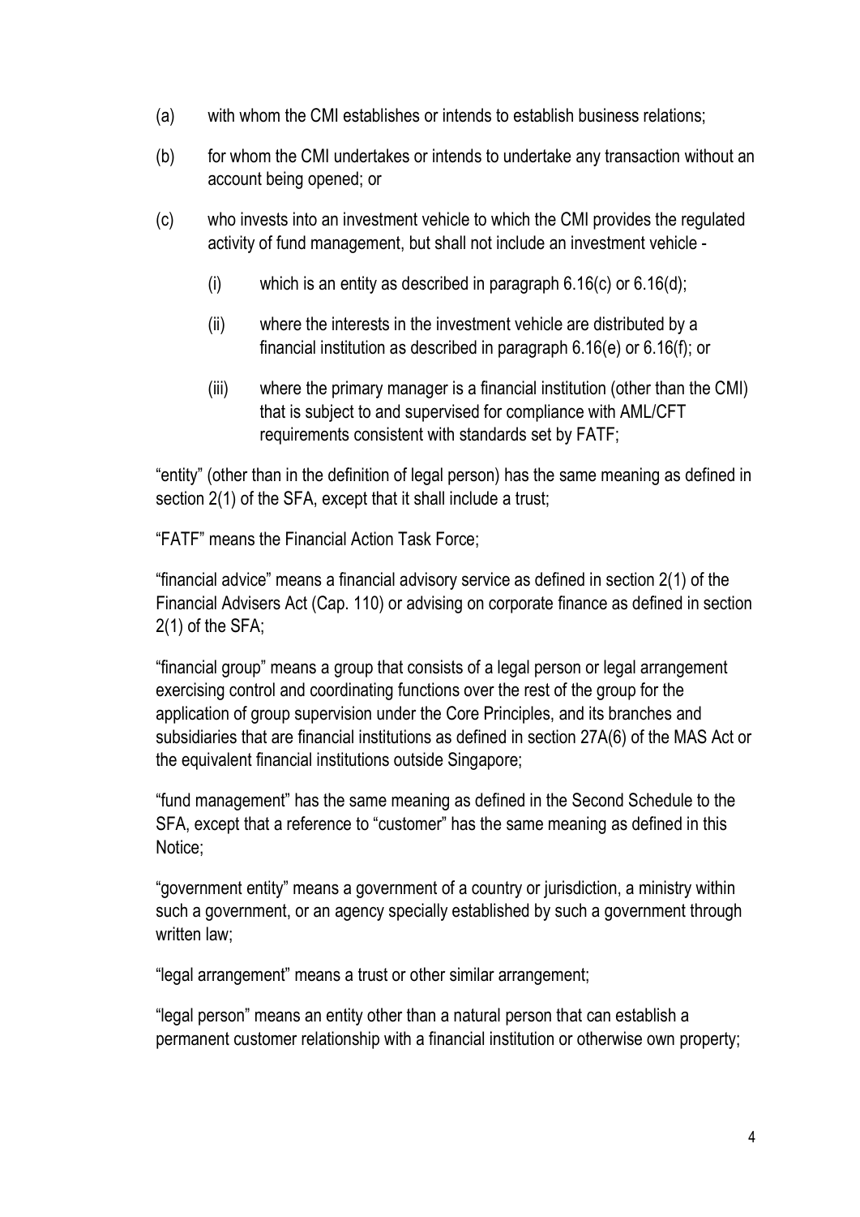(a) with whom the CMI establishes or intends to establish business relations;

(b) for whom the CMI undertakes or intends to undertake any transaction without an account being opened; or

(c) who invests into an investment vehicle to which the CMI provides the regulated activity of fund management, but shall not include an investment vehicle -

    (i) which is an entity as described in paragraph 6.16(c) or 6.16(d);

    (ii) where the interests in the investment vehicle are distributed by a financial institution as described in paragraph 6.16(e) or 6.16(f); or

    (iii) where the primary manager is a financial institution (other than the CMI) that is subject to and supervised for compliance with AML/CFT requirements consistent with standards set by FATF;

"entity" (other than in the definition of legal person) has the same meaning as defined in section 2(1) of the SFA, except that it shall include a trust;

"FATF" means the Financial Action Task Force;

"financial advice" means a financial advisory service as defined in section 2(1) of the Financial Advisers Act (Cap. 110) or advising on corporate finance as defined in section 2(1) of the SFA;

"financial group" means a group that consists of a legal person or legal arrangement exercising control and coordinating functions over the rest of the group for the application of group supervision under the Core Principles, and its branches and subsidiaries that are financial institutions as defined in section 27A(6) of the MAS Act or the equivalent financial institutions outside Singapore;

"fund management" has the same meaning as defined in the Second Schedule to the SFA, except that a reference to "customer" has the same meaning as defined in this Notice;

"government entity" means a government of a country or jurisdiction, a ministry within such a government, or an agency specially established by such a government through written law;

"legal arrangement" means a trust or other similar arrangement;

"legal person" means an entity other than a natural person that can establish a permanent customer relationship with a financial institution or otherwise own property;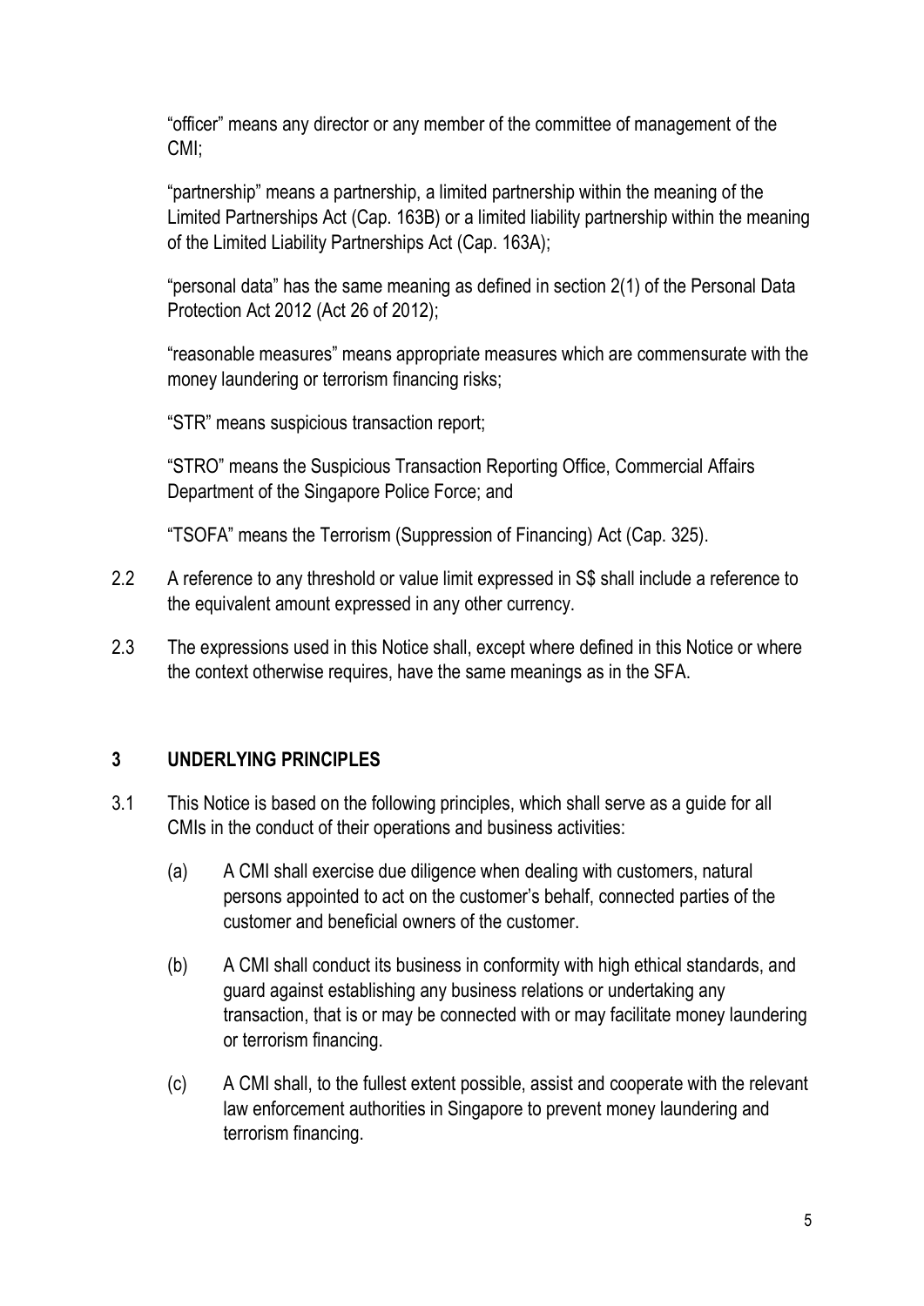"officer" means any director or any member of the committee of management of the CMI;

"partnership" means a partnership, a limited partnership within the meaning of the Limited Partnerships Act (Cap. 163B) or a limited liability partnership within the meaning of the Limited Liability Partnerships Act (Cap. 163A);

"personal data" has the same meaning as defined in section 2(1) of the Personal Data Protection Act 2012 (Act 26 of 2012);

"reasonable measures" means appropriate measures which are commensurate with the money laundering or terrorism financing risks;

"STR" means suspicious transaction report;

"STRO" means the Suspicious Transaction Reporting Office, Commercial Affairs Department of the Singapore Police Force; and

"TSOFA" means the Terrorism (Suppression of Financing) Act (Cap. 325).

2.2 A reference to any threshold or value limit expressed in S$ shall include a reference to the equivalent amount expressed in any other currency.

2.3 The expressions used in this Notice shall, except where defined in this Notice or where the context otherwise requires, have the same meanings as in the SFA.

## 3 UNDERLYING PRINCIPLES

3.1 This Notice is based on the following principles, which shall serve as a guide for all CMIs in the conduct of their operations and business activities:

(a) A CMI shall exercise due diligence when dealing with customers, natural persons appointed to act on the customer's behalf, connected parties of the customer and beneficial owners of the customer.

(b) A CMI shall conduct its business in conformity with high ethical standards, and guard against establishing any business relations or undertaking any transaction, that is or may be connected with or may facilitate money laundering or terrorism financing.

(c) A CMI shall, to the fullest extent possible, assist and cooperate with the relevant law enforcement authorities in Singapore to prevent money laundering and terrorism financing.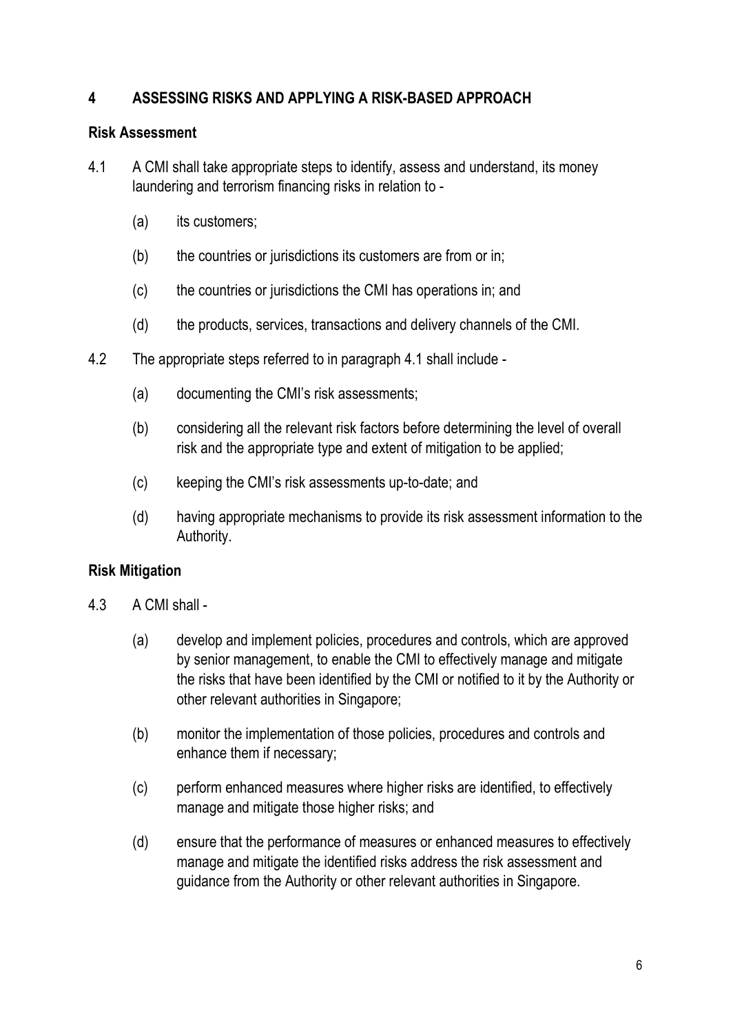## 4 ASSESSING RISKS AND APPLYING A RISK-BASED APPROACH

### Risk Assessment

4.1 A CMI shall take appropriate steps to identify, assess and understand, its money laundering and terrorism financing risks in relation to -

(a) its customers;

(b) the countries or jurisdictions its customers are from or in;

(c) the countries or jurisdictions the CMI has operations in; and

(d) the products, services, transactions and delivery channels of the CMI.

4.2 The appropriate steps referred to in paragraph 4.1 shall include -

(a) documenting the CMI's risk assessments;

(b) considering all the relevant risk factors before determining the level of overall risk and the appropriate type and extent of mitigation to be applied;

(c) keeping the CMI's risk assessments up-to-date; and

(d) having appropriate mechanisms to provide its risk assessment information to the Authority.

### Risk Mitigation

4.3 A CMI shall -

(a) develop and implement policies, procedures and controls, which are approved by senior management, to enable the CMI to effectively manage and mitigate the risks that have been identified by the CMI or notified to it by the Authority or other relevant authorities in Singapore;

(b) monitor the implementation of those policies, procedures and controls and enhance them if necessary;

(c) perform enhanced measures where higher risks are identified, to effectively manage and mitigate those higher risks; and

(d) ensure that the performance of measures or enhanced measures to effectively manage and mitigate the identified risks address the risk assessment and guidance from the Authority or other relevant authorities in Singapore.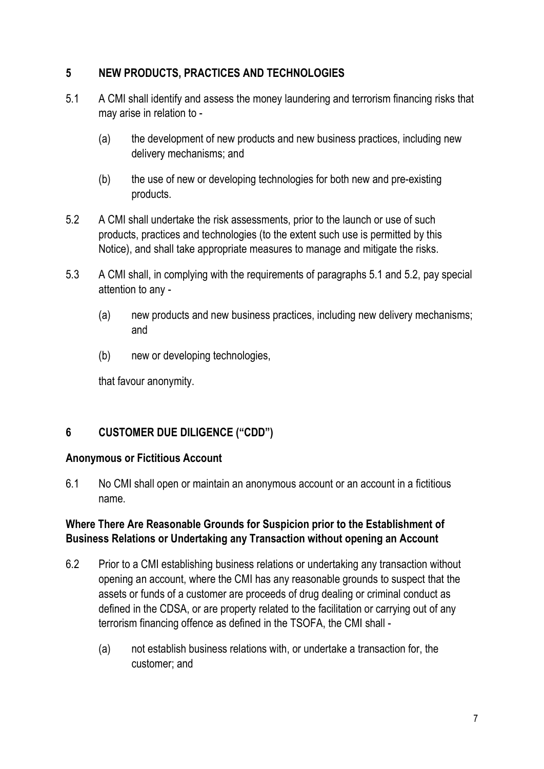## 5 NEW PRODUCTS, PRACTICES AND TECHNOLOGIES

5.1 A CMI shall identify and assess the money laundering and terrorism financing risks that may arise in relation to -

(a) the development of new products and new business practices, including new delivery mechanisms; and

(b) the use of new or developing technologies for both new and pre-existing products.

5.2 A CMI shall undertake the risk assessments, prior to the launch or use of such products, practices and technologies (to the extent such use is permitted by this Notice), and shall take appropriate measures to manage and mitigate the risks.

5.3 A CMI shall, in complying with the requirements of paragraphs 5.1 and 5.2, pay special attention to any -

(a) new products and new business practices, including new delivery mechanisms; and

(b) new or developing technologies,

that favour anonymity.

## 6 CUSTOMER DUE DILIGENCE ("CDD")

### Anonymous or Fictitious Account

6.1 No CMI shall open or maintain an anonymous account or an account in a fictitious name.

### Where There Are Reasonable Grounds for Suspicion prior to the Establishment of Business Relations or Undertaking any Transaction without opening an Account

6.2 Prior to a CMI establishing business relations or undertaking any transaction without opening an account, where the CMI has any reasonable grounds to suspect that the assets or funds of a customer are proceeds of drug dealing or criminal conduct as defined in the CDSA, or are property related to the facilitation or carrying out of any terrorism financing offence as defined in the TSOFA, the CMI shall -

(a) not establish business relations with, or undertake a transaction for, the customer; and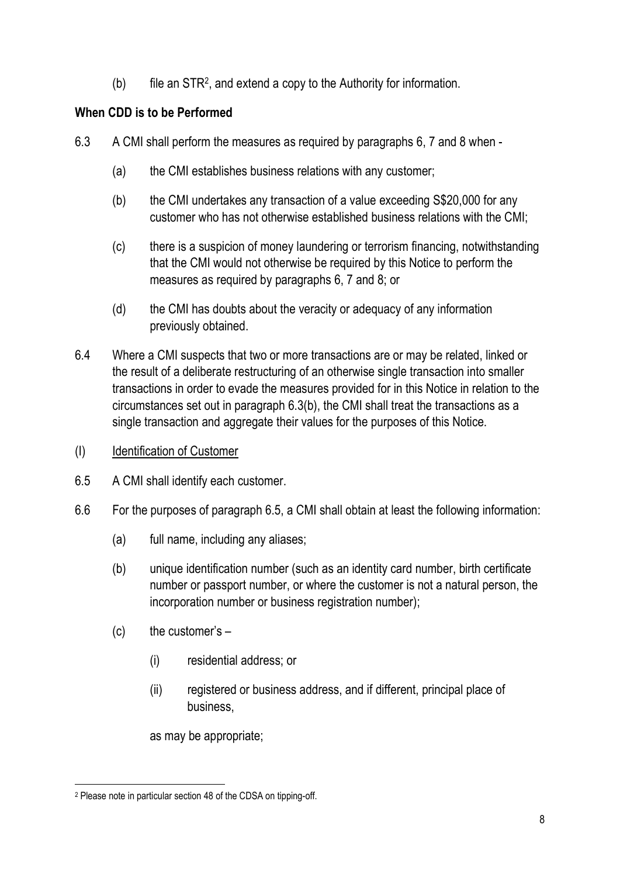(b) file an STR[2], and extend a copy to the Authority for information.

**When CDD is to be Performed**

6.3 A CMI shall perform the measures as required by paragraphs 6, 7 and 8 when -

(a) the CMI establishes business relations with any customer;

(b) the CMI undertakes any transaction of a value exceeding S$20,000 for any customer who has not otherwise established business relations with the CMI;

(c) there is a suspicion of money laundering or terrorism financing, notwithstanding that the CMI would not otherwise be required by this Notice to perform the measures as required by paragraphs 6, 7 and 8; or

(d) the CMI has doubts about the veracity or adequacy of any information previously obtained.

6.4 Where a CMI suspects that two or more transactions are or may be related, linked or the result of a deliberate restructuring of an otherwise single transaction into smaller transactions in order to evade the measures provided for in this Notice in relation to the circumstances set out in paragraph 6.3(b), the CMI shall treat the transactions as a single transaction and aggregate their values for the purposes of this Notice.

(I) <u>Identification of Customer</u>

6.5 A CMI shall identify each customer.

6.6 For the purposes of paragraph 6.5, a CMI shall obtain at least the following information:

(a) full name, including any aliases;

(b) unique identification number (such as an identity card number, birth certificate number or passport number, or where the customer is not a natural person, the incorporation number or business registration number);

(c) the customer's –

(i) residential address; or

(ii) registered or business address, and if different, principal place of business,

as may be appropriate;

---

[2] Please note in particular section 48 of the CDSA on tipping-off.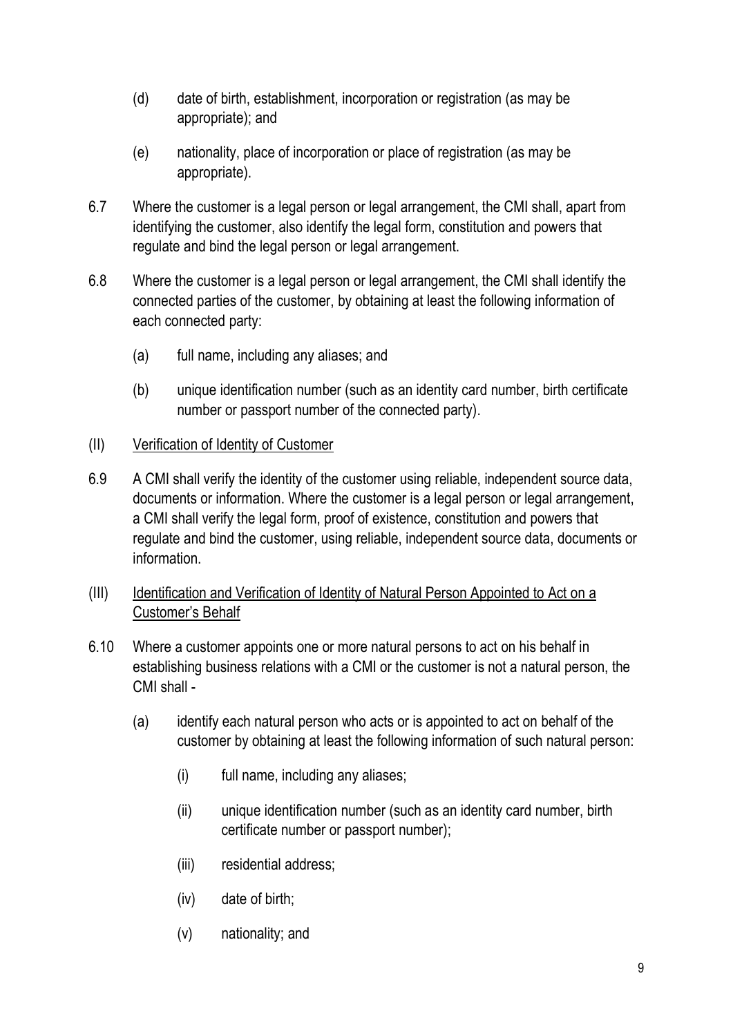(d) date of birth, establishment, incorporation or registration (as may be appropriate); and

(e) nationality, place of incorporation or place of registration (as may be appropriate).

6.7 Where the customer is a legal person or legal arrangement, the CMI shall, apart from identifying the customer, also identify the legal form, constitution and powers that regulate and bind the legal person or legal arrangement.

6.8 Where the customer is a legal person or legal arrangement, the CMI shall identify the connected parties of the customer, by obtaining at least the following information of each connected party:

(a) full name, including any aliases; and

(b) unique identification number (such as an identity card number, birth certificate number or passport number of the connected party).

(II) <u>Verification of Identity of Customer</u>

6.9 A CMI shall verify the identity of the customer using reliable, independent source data, documents or information. Where the customer is a legal person or legal arrangement, a CMI shall verify the legal form, proof of existence, constitution and powers that regulate and bind the customer, using reliable, independent source data, documents or information.

(III) <u>Identification and Verification of Identity of Natural Person Appointed to Act on a Customer's Behalf</u>

6.10 Where a customer appoints one or more natural persons to act on his behalf in establishing business relations with a CMI or the customer is not a natural person, the CMI shall -

(a) identify each natural person who acts or is appointed to act on behalf of the customer by obtaining at least the following information of such natural person:

(i) full name, including any aliases;

(ii) unique identification number (such as an identity card number, birth certificate number or passport number);

(iii) residential address;

(iv) date of birth;

(v) nationality; and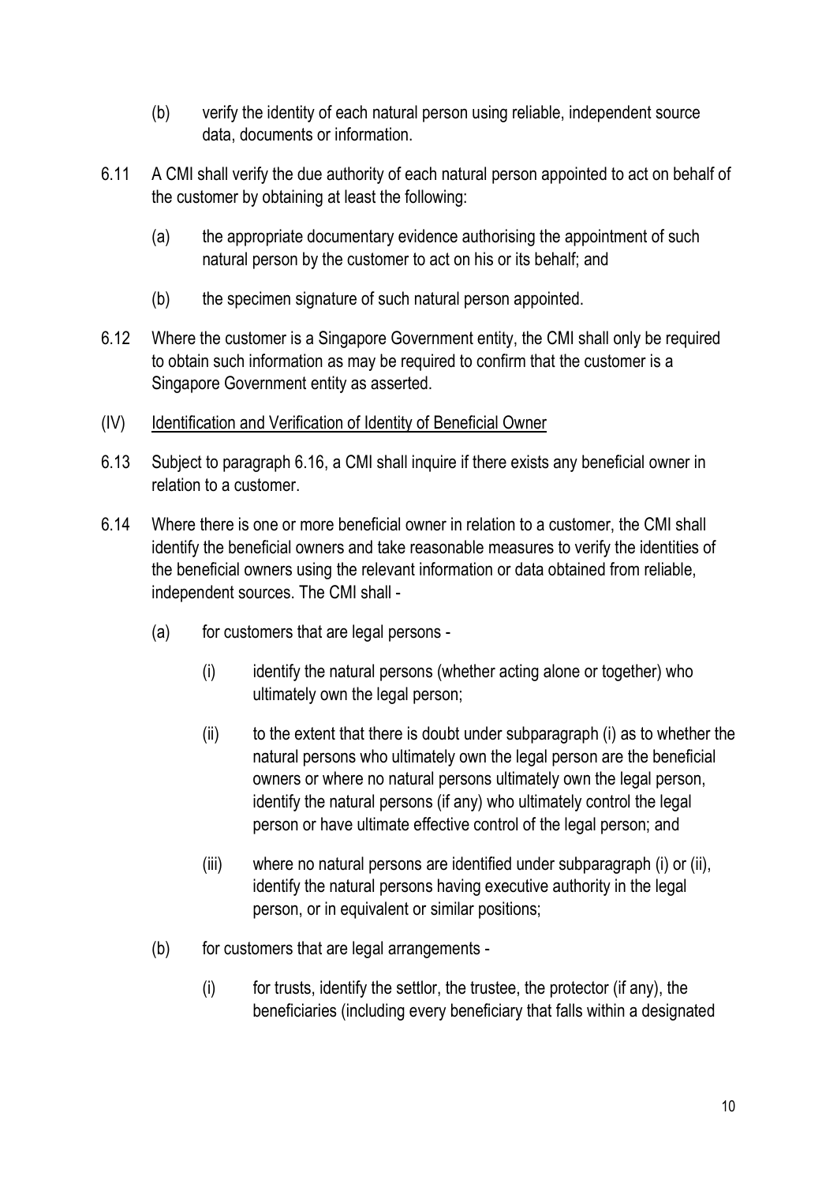(b) verify the identity of each natural person using reliable, independent source data, documents or information.

6.11 A CMI shall verify the due authority of each natural person appointed to act on behalf of the customer by obtaining at least the following:

(a) the appropriate documentary evidence authorising the appointment of such natural person by the customer to act on his or its behalf; and

(b) the specimen signature of such natural person appointed.

6.12 Where the customer is a Singapore Government entity, the CMI shall only be required to obtain such information as may be required to confirm that the customer is a Singapore Government entity as asserted.

(IV) <u>Identification and Verification of Identity of Beneficial Owner</u>

6.13 Subject to paragraph 6.16, a CMI shall inquire if there exists any beneficial owner in relation to a customer.

6.14 Where there is one or more beneficial owner in relation to a customer, the CMI shall identify the beneficial owners and take reasonable measures to verify the identities of the beneficial owners using the relevant information or data obtained from reliable, independent sources. The CMI shall -

(a) for customers that are legal persons -

(i) identify the natural persons (whether acting alone or together) who ultimately own the legal person;

(ii) to the extent that there is doubt under subparagraph (i) as to whether the natural persons who ultimately own the legal person are the beneficial owners or where no natural persons ultimately own the legal person, identify the natural persons (if any) who ultimately control the legal person or have ultimate effective control of the legal person; and

(iii) where no natural persons are identified under subparagraph (i) or (ii), identify the natural persons having executive authority in the legal person, or in equivalent or similar positions;

(b) for customers that are legal arrangements -

(i) for trusts, identify the settlor, the trustee, the protector (if any), the beneficiaries (including every beneficiary that falls within a designated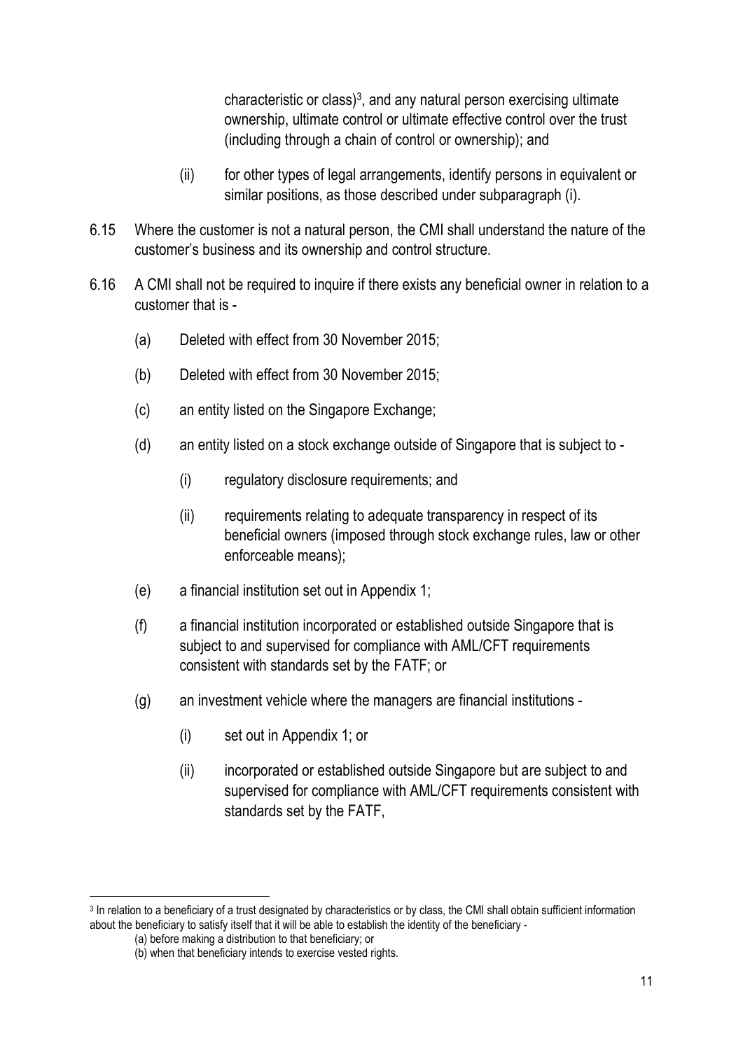characteristic or class)[3], and any natural person exercising ultimate ownership, ultimate control or ultimate effective control over the trust (including through a chain of control or ownership); and

(ii) for other types of legal arrangements, identify persons in equivalent or similar positions, as those described under subparagraph (i).

6.15 Where the customer is not a natural person, the CMI shall understand the nature of the customer's business and its ownership and control structure.

6.16 A CMI shall not be required to inquire if there exists any beneficial owner in relation to a customer that is -

(a) Deleted with effect from 30 November 2015;

(b) Deleted with effect from 30 November 2015;

(c) an entity listed on the Singapore Exchange;

(d) an entity listed on a stock exchange outside of Singapore that is subject to -

(i) regulatory disclosure requirements; and

(ii) requirements relating to adequate transparency in respect of its beneficial owners (imposed through stock exchange rules, law or other enforceable means);

(e) a financial institution set out in Appendix 1;

(f) a financial institution incorporated or established outside Singapore that is subject to and supervised for compliance with AML/CFT requirements consistent with standards set by the FATF; or

(g) an investment vehicle where the managers are financial institutions -

(i) set out in Appendix 1; or

(ii) incorporated or established outside Singapore but are subject to and supervised for compliance with AML/CFT requirements consistent with standards set by the FATF,

---

[3] In relation to a beneficiary of a trust designated by characteristics or by class, the CMI shall obtain sufficient information about the beneficiary to satisfy itself that it will be able to establish the identity of the beneficiary -

(a) before making a distribution to that beneficiary; or

(b) when that beneficiary intends to exercise vested rights.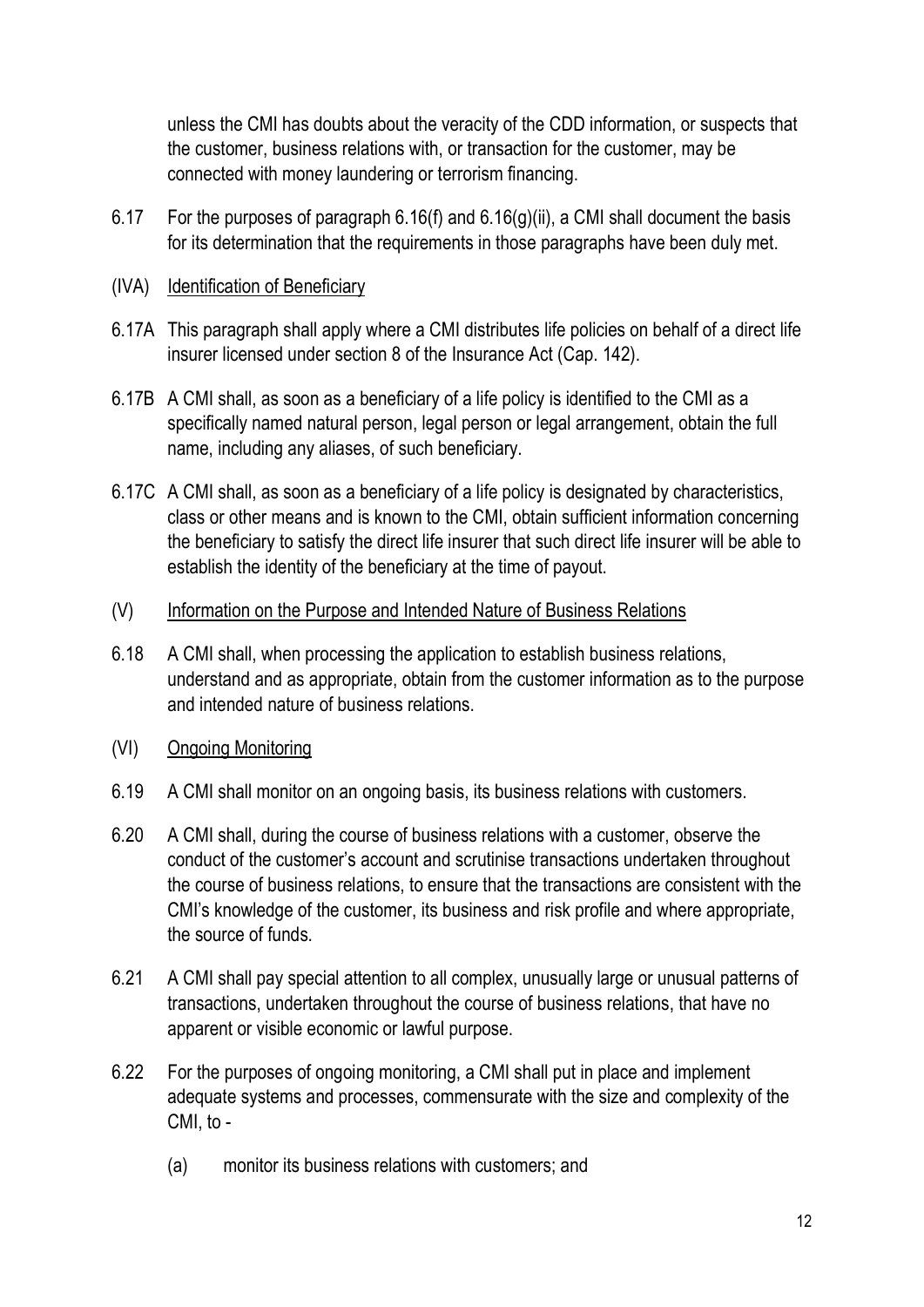unless the CMI has doubts about the veracity of the CDD information, or suspects that the customer, business relations with, or transaction for the customer, may be connected with money laundering or terrorism financing.

6.17 For the purposes of paragraph 6.16(f) and 6.16(g)(ii), a CMI shall document the basis for its determination that the requirements in those paragraphs have been duly met.

(IVA) Identification of Beneficiary

6.17A This paragraph shall apply where a CMI distributes life policies on behalf of a direct life insurer licensed under section 8 of the Insurance Act (Cap. 142).

6.17B A CMI shall, as soon as a beneficiary of a life policy is identified to the CMI as a specifically named natural person, legal person or legal arrangement, obtain the full name, including any aliases, of such beneficiary.

6.17C A CMI shall, as soon as a beneficiary of a life policy is designated by characteristics, class or other means and is known to the CMI, obtain sufficient information concerning the beneficiary to satisfy the direct life insurer that such direct life insurer will be able to establish the identity of the beneficiary at the time of payout.

(V) Information on the Purpose and Intended Nature of Business Relations

6.18 A CMI shall, when processing the application to establish business relations, understand and as appropriate, obtain from the customer information as to the purpose and intended nature of business relations.

(VI) Ongoing Monitoring

6.19 A CMI shall monitor on an ongoing basis, its business relations with customers.

6.20 A CMI shall, during the course of business relations with a customer, observe the conduct of the customer's account and scrutinise transactions undertaken throughout the course of business relations, to ensure that the transactions are consistent with the CMI's knowledge of the customer, its business and risk profile and where appropriate, the source of funds.

6.21 A CMI shall pay special attention to all complex, unusually large or unusual patterns of transactions, undertaken throughout the course of business relations, that have no apparent or visible economic or lawful purpose.

6.22 For the purposes of ongoing monitoring, a CMI shall put in place and implement adequate systems and processes, commensurate with the size and complexity of the CMI, to -

(a) monitor its business relations with customers; and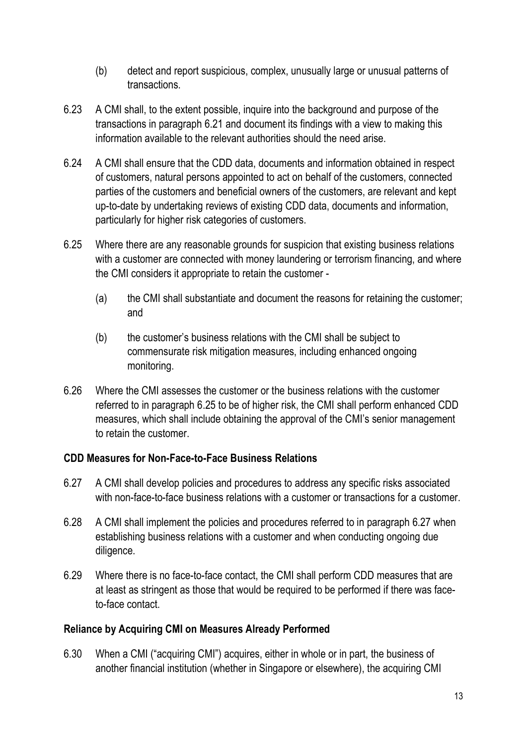(b) detect and report suspicious, complex, unusually large or unusual patterns of transactions.

6.23 A CMI shall, to the extent possible, inquire into the background and purpose of the transactions in paragraph 6.21 and document its findings with a view to making this information available to the relevant authorities should the need arise.

6.24 A CMI shall ensure that the CDD data, documents and information obtained in respect of customers, natural persons appointed to act on behalf of the customers, connected parties of the customers and beneficial owners of the customers, are relevant and kept up-to-date by undertaking reviews of existing CDD data, documents and information, particularly for higher risk categories of customers.

6.25 Where there are any reasonable grounds for suspicion that existing business relations with a customer are connected with money laundering or terrorism financing, and where the CMI considers it appropriate to retain the customer -

(a) the CMI shall substantiate and document the reasons for retaining the customer; and

(b) the customer's business relations with the CMI shall be subject to commensurate risk mitigation measures, including enhanced ongoing monitoring.

6.26 Where the CMI assesses the customer or the business relations with the customer referred to in paragraph 6.25 to be of higher risk, the CMI shall perform enhanced CDD measures, which shall include obtaining the approval of the CMI's senior management to retain the customer.

**CDD Measures for Non-Face-to-Face Business Relations**

6.27 A CMI shall develop policies and procedures to address any specific risks associated with non-face-to-face business relations with a customer or transactions for a customer.

6.28 A CMI shall implement the policies and procedures referred to in paragraph 6.27 when establishing business relations with a customer and when conducting ongoing due diligence.

6.29 Where there is no face-to-face contact, the CMI shall perform CDD measures that are at least as stringent as those that would be required to be performed if there was face-to-face contact.

**Reliance by Acquiring CMI on Measures Already Performed**

6.30 When a CMI ("acquiring CMI") acquires, either in whole or in part, the business of another financial institution (whether in Singapore or elsewhere), the acquiring CMI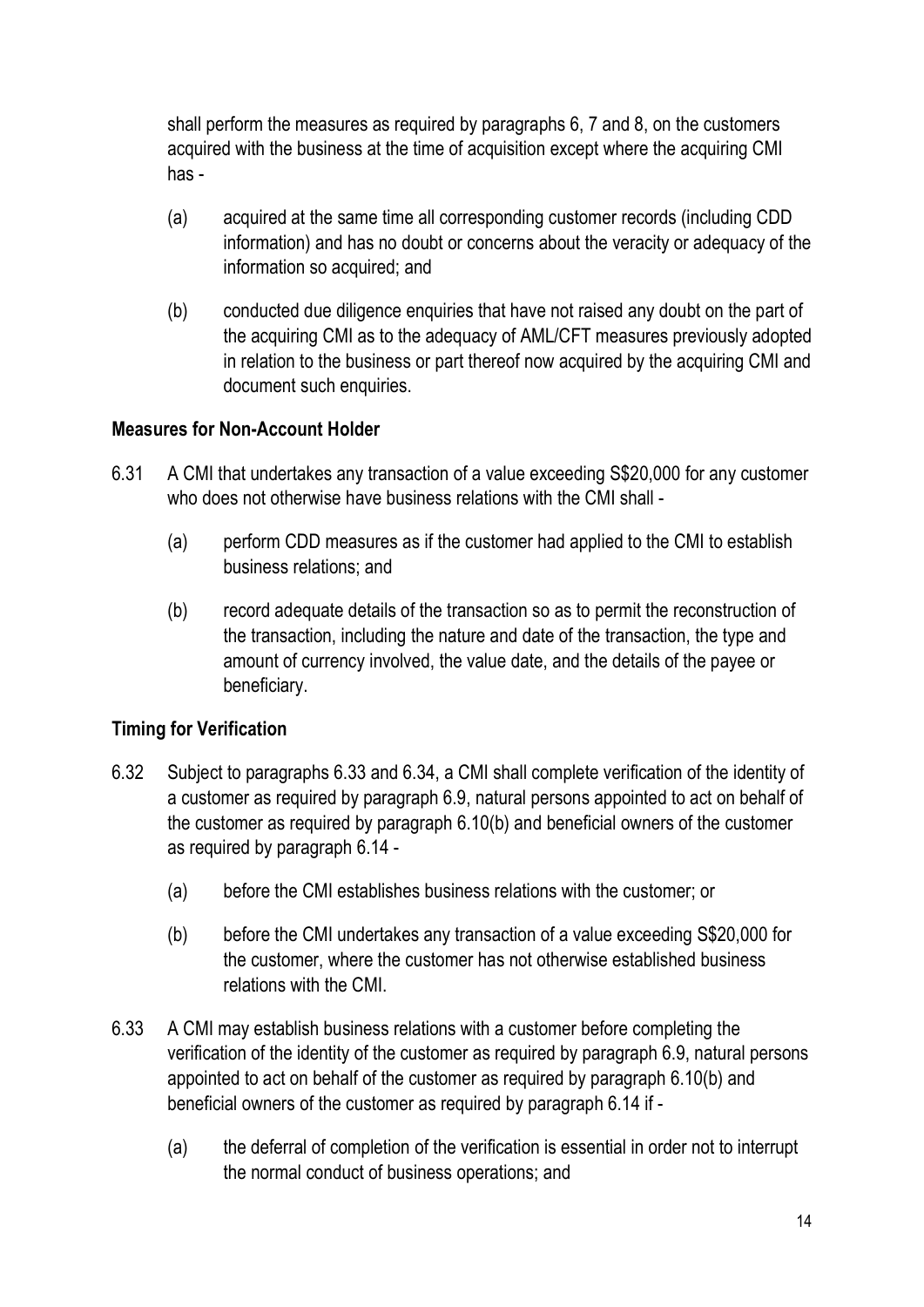shall perform the measures as required by paragraphs 6, 7 and 8, on the customers acquired with the business at the time of acquisition except where the acquiring CMI has -

(a) acquired at the same time all corresponding customer records (including CDD information) and has no doubt or concerns about the veracity or adequacy of the information so acquired; and

(b) conducted due diligence enquiries that have not raised any doubt on the part of the acquiring CMI as to the adequacy of AML/CFT measures previously adopted in relation to the business or part thereof now acquired by the acquiring CMI and document such enquiries.

**Measures for Non-Account Holder**

6.31 A CMI that undertakes any transaction of a value exceeding S$20,000 for any customer who does not otherwise have business relations with the CMI shall -

(a) perform CDD measures as if the customer had applied to the CMI to establish business relations; and

(b) record adequate details of the transaction so as to permit the reconstruction of the transaction, including the nature and date of the transaction, the type and amount of currency involved, the value date, and the details of the payee or beneficiary.

**Timing for Verification**

6.32 Subject to paragraphs 6.33 and 6.34, a CMI shall complete verification of the identity of a customer as required by paragraph 6.9, natural persons appointed to act on behalf of the customer as required by paragraph 6.10(b) and beneficial owners of the customer as required by paragraph 6.14 -

(a) before the CMI establishes business relations with the customer; or

(b) before the CMI undertakes any transaction of a value exceeding S$20,000 for the customer, where the customer has not otherwise established business relations with the CMI.

6.33 A CMI may establish business relations with a customer before completing the verification of the identity of the customer as required by paragraph 6.9, natural persons appointed to act on behalf of the customer as required by paragraph 6.10(b) and beneficial owners of the customer as required by paragraph 6.14 if -

(a) the deferral of completion of the verification is essential in order not to interrupt the normal conduct of business operations; and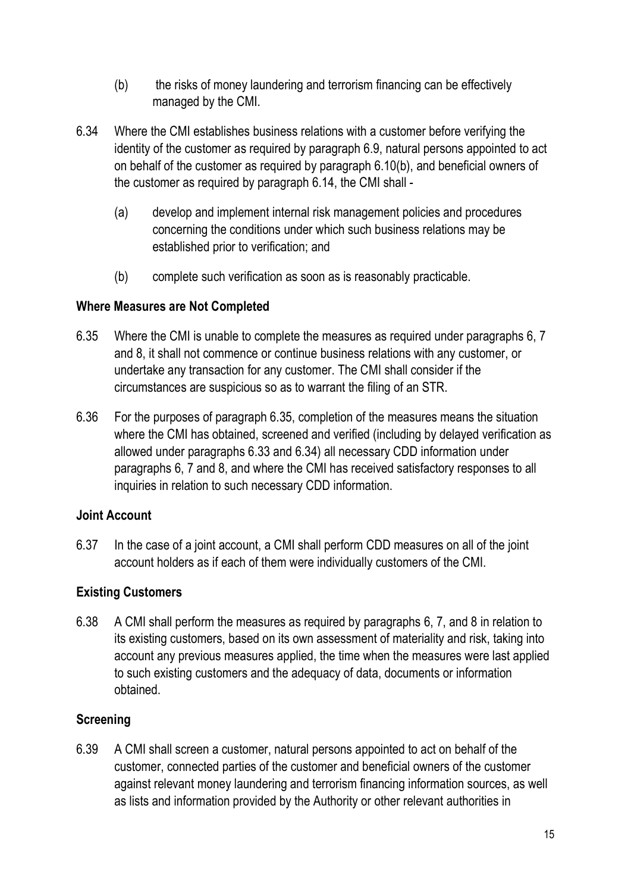(b) the risks of money laundering and terrorism financing can be effectively managed by the CMI.

6.34 Where the CMI establishes business relations with a customer before verifying the identity of the customer as required by paragraph 6.9, natural persons appointed to act on behalf of the customer as required by paragraph 6.10(b), and beneficial owners of the customer as required by paragraph 6.14, the CMI shall -

(a) develop and implement internal risk management policies and procedures concerning the conditions under which such business relations may be established prior to verification; and

(b) complete such verification as soon as is reasonably practicable.

**Where Measures are Not Completed**

6.35 Where the CMI is unable to complete the measures as required under paragraphs 6, 7 and 8, it shall not commence or continue business relations with any customer, or undertake any transaction for any customer. The CMI shall consider if the circumstances are suspicious so as to warrant the filing of an STR.

6.36 For the purposes of paragraph 6.35, completion of the measures means the situation where the CMI has obtained, screened and verified (including by delayed verification as allowed under paragraphs 6.33 and 6.34) all necessary CDD information under paragraphs 6, 7 and 8, and where the CMI has received satisfactory responses to all inquiries in relation to such necessary CDD information.

**Joint Account**

6.37 In the case of a joint account, a CMI shall perform CDD measures on all of the joint account holders as if each of them were individually customers of the CMI.

**Existing Customers**

6.38 A CMI shall perform the measures as required by paragraphs 6, 7, and 8 in relation to its existing customers, based on its own assessment of materiality and risk, taking into account any previous measures applied, the time when the measures were last applied to such existing customers and the adequacy of data, documents or information obtained.

**Screening**

6.39 A CMI shall screen a customer, natural persons appointed to act on behalf of the customer, connected parties of the customer and beneficial owners of the customer against relevant money laundering and terrorism financing information sources, as well as lists and information provided by the Authority or other relevant authorities in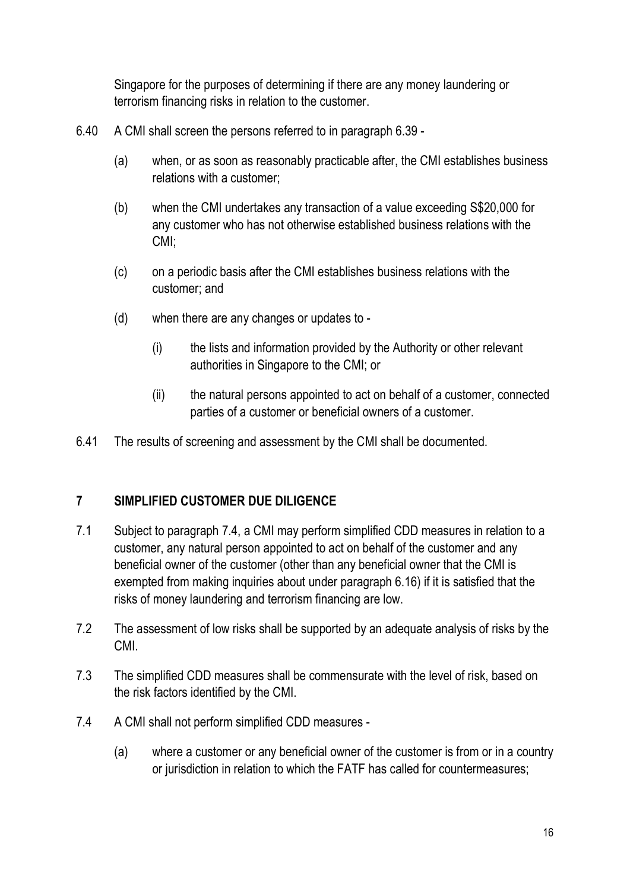Singapore for the purposes of determining if there are any money laundering or terrorism financing risks in relation to the customer.

6.40 A CMI shall screen the persons referred to in paragraph 6.39 -

(a) when, or as soon as reasonably practicable after, the CMI establishes business relations with a customer;

(b) when the CMI undertakes any transaction of a value exceeding S$20,000 for any customer who has not otherwise established business relations with the CMI;

(c) on a periodic basis after the CMI establishes business relations with the customer; and

(d) when there are any changes or updates to -

(i) the lists and information provided by the Authority or other relevant authorities in Singapore to the CMI; or

(ii) the natural persons appointed to act on behalf of a customer, connected parties of a customer or beneficial owners of a customer.

6.41 The results of screening and assessment by the CMI shall be documented.

## 7 SIMPLIFIED CUSTOMER DUE DILIGENCE

7.1 Subject to paragraph 7.4, a CMI may perform simplified CDD measures in relation to a customer, any natural person appointed to act on behalf of the customer and any beneficial owner of the customer (other than any beneficial owner that the CMI is exempted from making inquiries about under paragraph 6.16) if it is satisfied that the risks of money laundering and terrorism financing are low.

7.2 The assessment of low risks shall be supported by an adequate analysis of risks by the CMI.

7.3 The simplified CDD measures shall be commensurate with the level of risk, based on the risk factors identified by the CMI.

7.4 A CMI shall not perform simplified CDD measures -

(a) where a customer or any beneficial owner of the customer is from or in a country or jurisdiction in relation to which the FATF has called for countermeasures;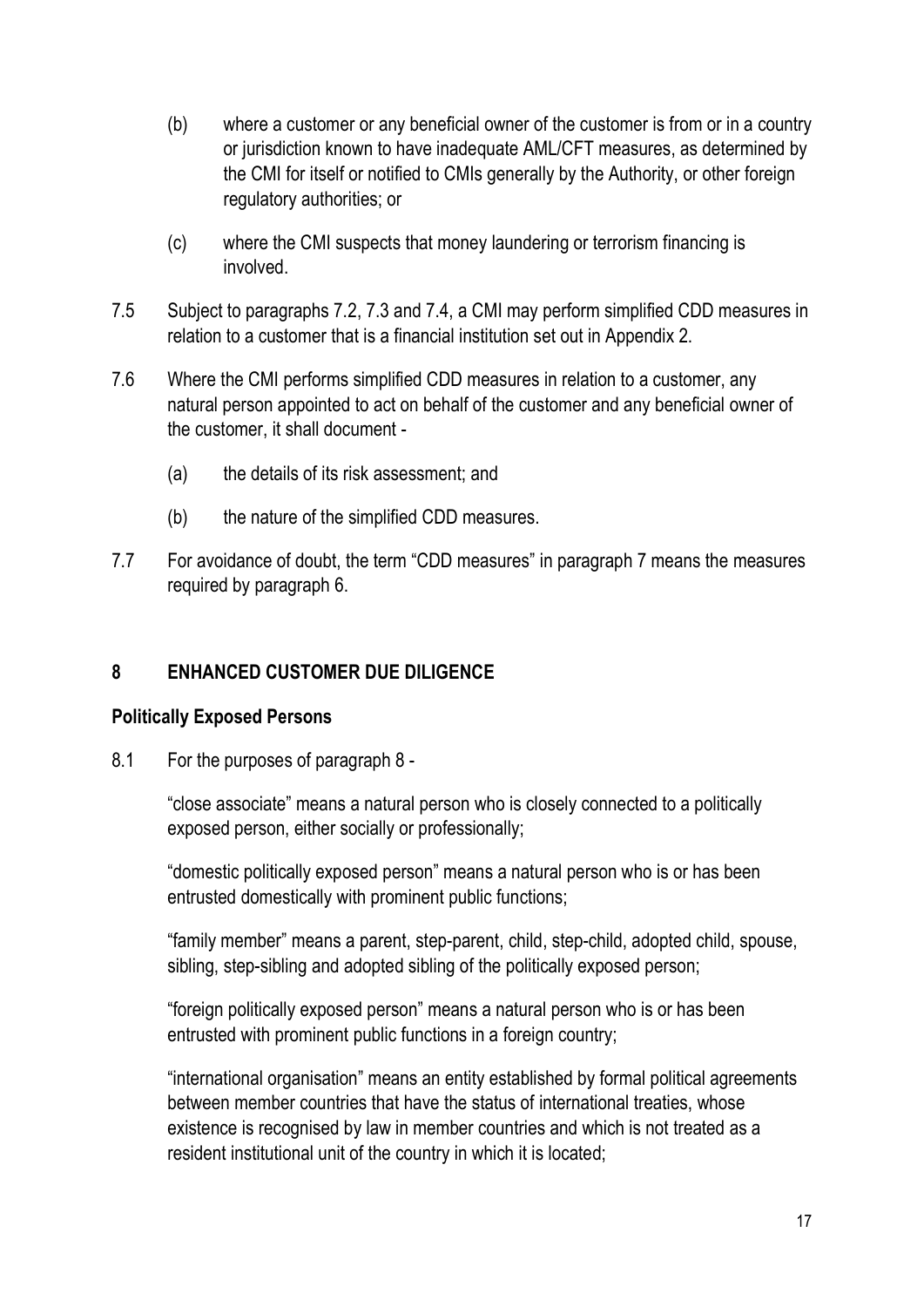(b) where a customer or any beneficial owner of the customer is from or in a country or jurisdiction known to have inadequate AML/CFT measures, as determined by the CMI for itself or notified to CMIs generally by the Authority, or other foreign regulatory authorities; or

(c) where the CMI suspects that money laundering or terrorism financing is involved.

7.5 Subject to paragraphs 7.2, 7.3 and 7.4, a CMI may perform simplified CDD measures in relation to a customer that is a financial institution set out in Appendix 2.

7.6 Where the CMI performs simplified CDD measures in relation to a customer, any natural person appointed to act on behalf of the customer and any beneficial owner of the customer, it shall document -

(a) the details of its risk assessment; and

(b) the nature of the simplified CDD measures.

7.7 For avoidance of doubt, the term "CDD measures" in paragraph 7 means the measures required by paragraph 6.

## 8 ENHANCED CUSTOMER DUE DILIGENCE

### Politically Exposed Persons

8.1 For the purposes of paragraph 8 -

"close associate" means a natural person who is closely connected to a politically exposed person, either socially or professionally;

"domestic politically exposed person" means a natural person who is or has been entrusted domestically with prominent public functions;

"family member" means a parent, step-parent, child, step-child, adopted child, spouse, sibling, step-sibling and adopted sibling of the politically exposed person;

"foreign politically exposed person" means a natural person who is or has been entrusted with prominent public functions in a foreign country;

"international organisation" means an entity established by formal political agreements between member countries that have the status of international treaties, whose existence is recognised by law in member countries and which is not treated as a resident institutional unit of the country in which it is located;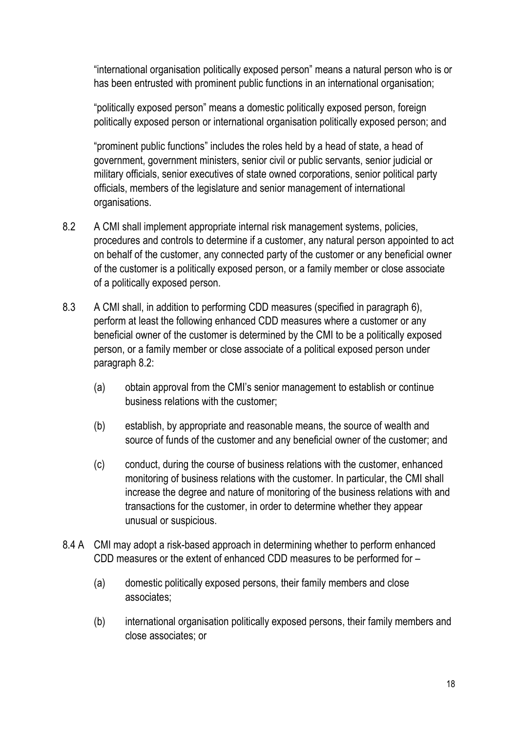"international organisation politically exposed person" means a natural person who is or has been entrusted with prominent public functions in an international organisation;

"politically exposed person" means a domestic politically exposed person, foreign politically exposed person or international organisation politically exposed person; and

"prominent public functions" includes the roles held by a head of state, a head of government, government ministers, senior civil or public servants, senior judicial or military officials, senior executives of state owned corporations, senior political party officials, members of the legislature and senior management of international organisations.

8.2 A CMI shall implement appropriate internal risk management systems, policies, procedures and controls to determine if a customer, any natural person appointed to act on behalf of the customer, any connected party of the customer or any beneficial owner of the customer is a politically exposed person, or a family member or close associate of a politically exposed person.

8.3 A CMI shall, in addition to performing CDD measures (specified in paragraph 6), perform at least the following enhanced CDD measures where a customer or any beneficial owner of the customer is determined by the CMI to be a politically exposed person, or a family member or close associate of a political exposed person under paragraph 8.2:

(a) obtain approval from the CMI's senior management to establish or continue business relations with the customer;

(b) establish, by appropriate and reasonable means, the source of wealth and source of funds of the customer and any beneficial owner of the customer; and

(c) conduct, during the course of business relations with the customer, enhanced monitoring of business relations with the customer. In particular, the CMI shall increase the degree and nature of monitoring of the business relations with and transactions for the customer, in order to determine whether they appear unusual or suspicious.

8.4 A CMI may adopt a risk-based approach in determining whether to perform enhanced CDD measures or the extent of enhanced CDD measures to be performed for –

(a) domestic politically exposed persons, their family members and close associates;

(b) international organisation politically exposed persons, their family members and close associates; or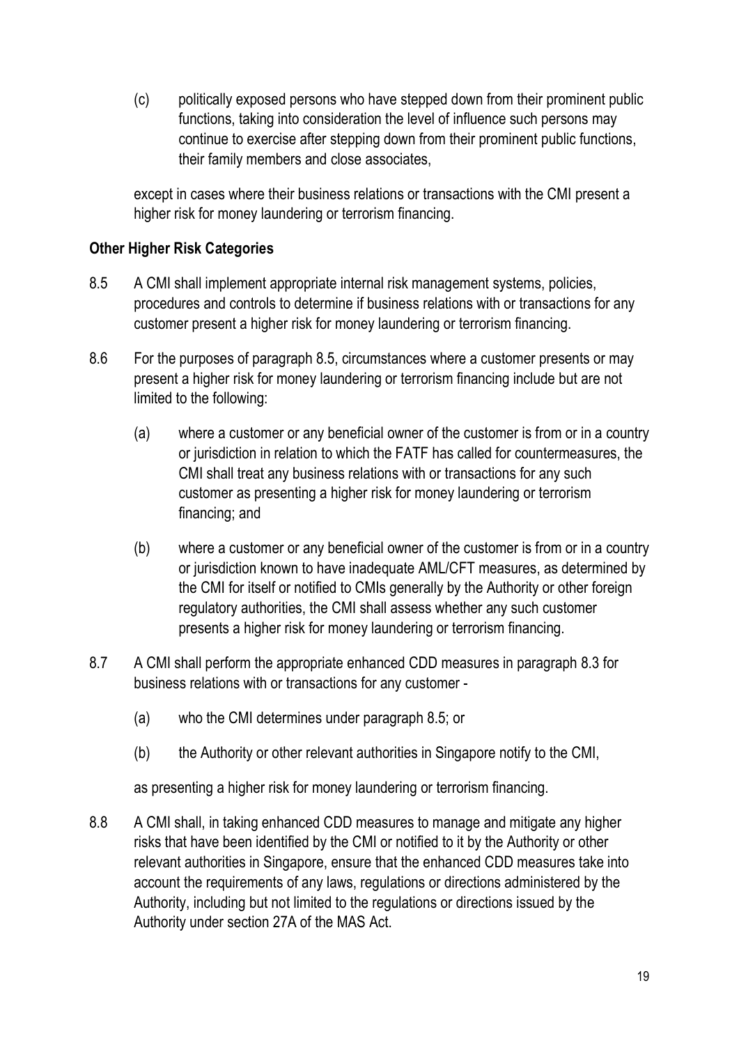(c) politically exposed persons who have stepped down from their prominent public functions, taking into consideration the level of influence such persons may continue to exercise after stepping down from their prominent public functions, their family members and close associates,

except in cases where their business relations or transactions with the CMI present a higher risk for money laundering or terrorism financing.

**Other Higher Risk Categories**

8.5 A CMI shall implement appropriate internal risk management systems, policies, procedures and controls to determine if business relations with or transactions for any customer present a higher risk for money laundering or terrorism financing.

8.6 For the purposes of paragraph 8.5, circumstances where a customer presents or may present a higher risk for money laundering or terrorism financing include but are not limited to the following:

(a) where a customer or any beneficial owner of the customer is from or in a country or jurisdiction in relation to which the FATF has called for countermeasures, the CMI shall treat any business relations with or transactions for any such customer as presenting a higher risk for money laundering or terrorism financing; and

(b) where a customer or any beneficial owner of the customer is from or in a country or jurisdiction known to have inadequate AML/CFT measures, as determined by the CMI for itself or notified to CMIs generally by the Authority or other foreign regulatory authorities, the CMI shall assess whether any such customer presents a higher risk for money laundering or terrorism financing.

8.7 A CMI shall perform the appropriate enhanced CDD measures in paragraph 8.3 for business relations with or transactions for any customer -

(a) who the CMI determines under paragraph 8.5; or

(b) the Authority or other relevant authorities in Singapore notify to the CMI,

as presenting a higher risk for money laundering or terrorism financing.

8.8 A CMI shall, in taking enhanced CDD measures to manage and mitigate any higher risks that have been identified by the CMI or notified to it by the Authority or other relevant authorities in Singapore, ensure that the enhanced CDD measures take into account the requirements of any laws, regulations or directions administered by the Authority, including but not limited to the regulations or directions issued by the Authority under section 27A of the MAS Act.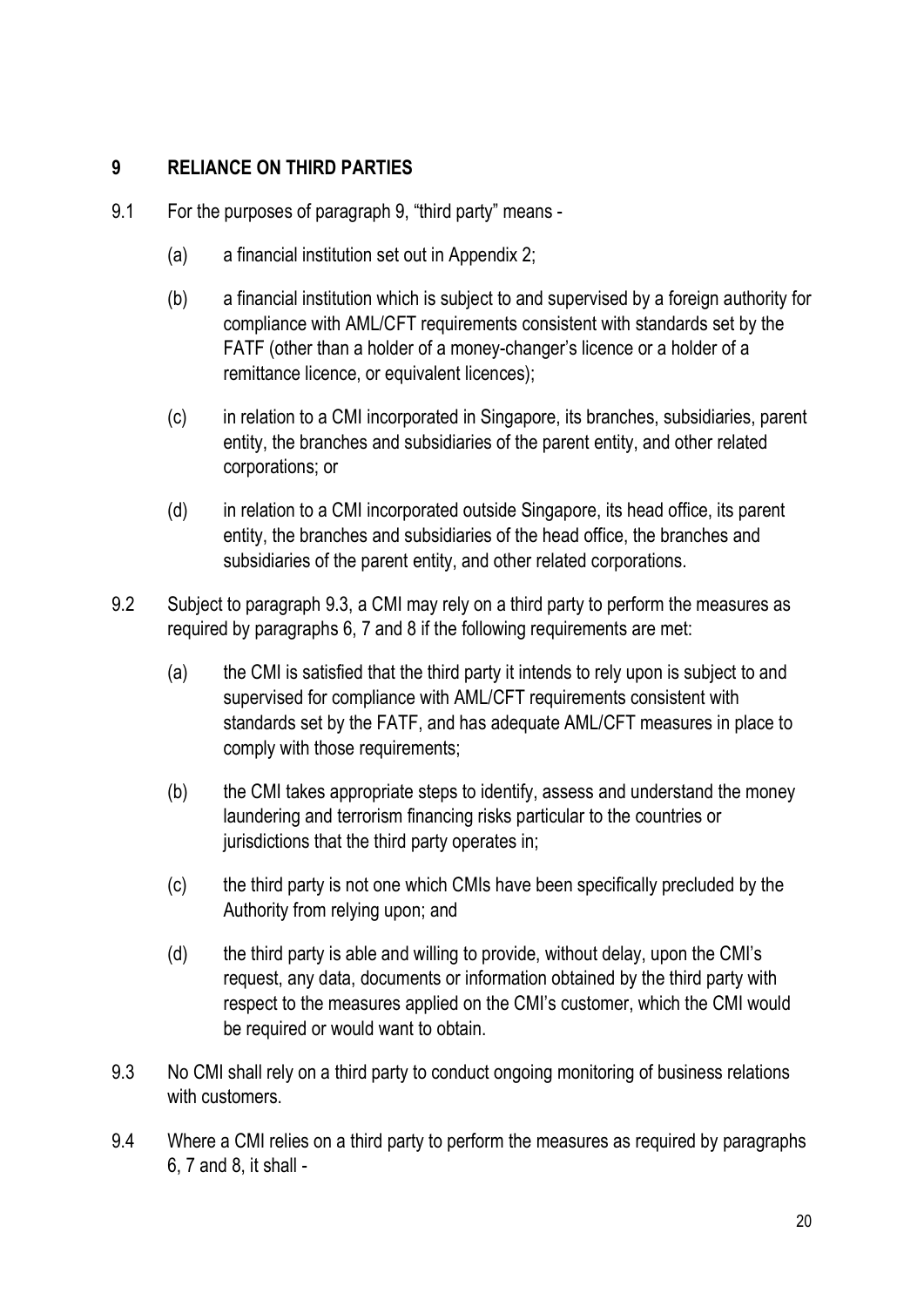## 9 RELIANCE ON THIRD PARTIES

9.1 For the purposes of paragraph 9, "third party" means -

(a) a financial institution set out in Appendix 2;

(b) a financial institution which is subject to and supervised by a foreign authority for compliance with AML/CFT requirements consistent with standards set by the FATF (other than a holder of a money-changer's licence or a holder of a remittance licence, or equivalent licences);

(c) in relation to a CMI incorporated in Singapore, its branches, subsidiaries, parent entity, the branches and subsidiaries of the parent entity, and other related corporations; or

(d) in relation to a CMI incorporated outside Singapore, its head office, its parent entity, the branches and subsidiaries of the head office, the branches and subsidiaries of the parent entity, and other related corporations.

9.2 Subject to paragraph 9.3, a CMI may rely on a third party to perform the measures as required by paragraphs 6, 7 and 8 if the following requirements are met:

(a) the CMI is satisfied that the third party it intends to rely upon is subject to and supervised for compliance with AML/CFT requirements consistent with standards set by the FATF, and has adequate AML/CFT measures in place to comply with those requirements;

(b) the CMI takes appropriate steps to identify, assess and understand the money laundering and terrorism financing risks particular to the countries or jurisdictions that the third party operates in;

(c) the third party is not one which CMIs have been specifically precluded by the Authority from relying upon; and

(d) the third party is able and willing to provide, without delay, upon the CMI's request, any data, documents or information obtained by the third party with respect to the measures applied on the CMI's customer, which the CMI would be required or would want to obtain.

9.3 No CMI shall rely on a third party to conduct ongoing monitoring of business relations with customers.

9.4 Where a CMI relies on a third party to perform the measures as required by paragraphs 6, 7 and 8, it shall -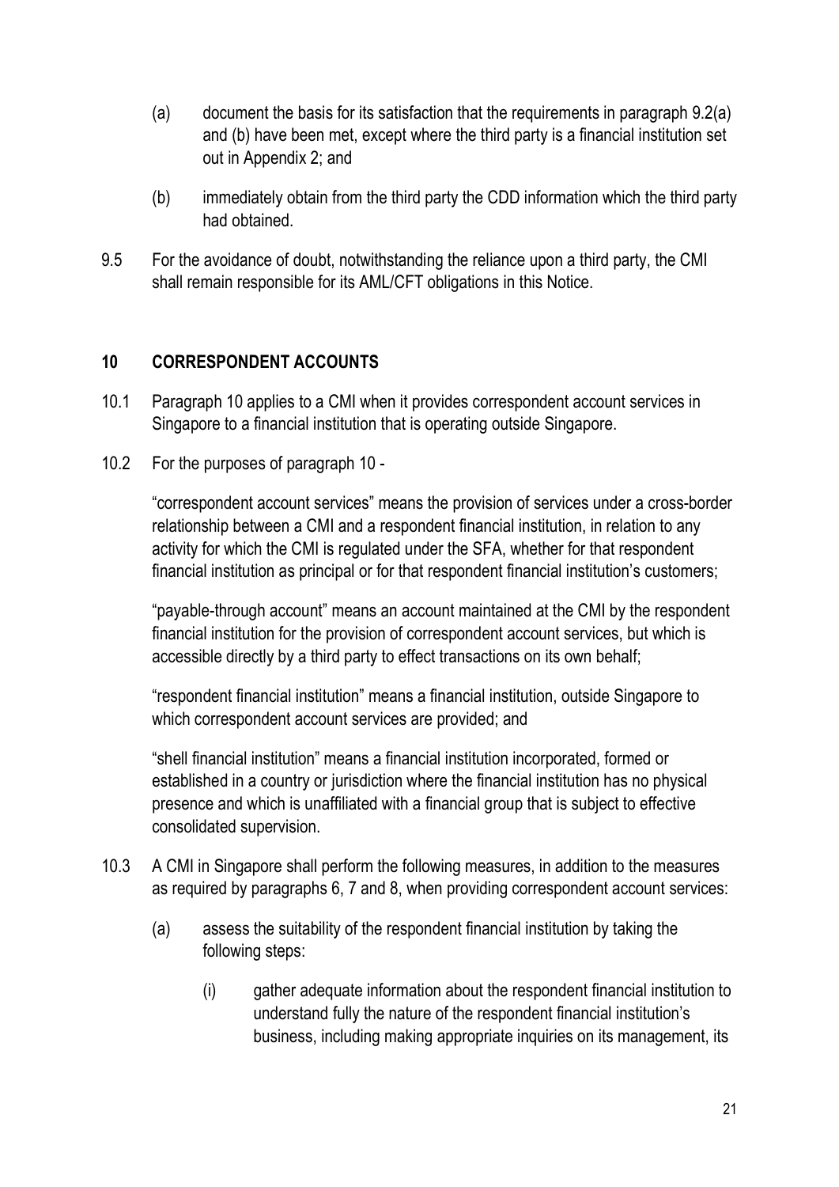(a) document the basis for its satisfaction that the requirements in paragraph 9.2(a) and (b) have been met, except where the third party is a financial institution set out in Appendix 2; and

(b) immediately obtain from the third party the CDD information which the third party had obtained.

9.5 For the avoidance of doubt, notwithstanding the reliance upon a third party, the CMI shall remain responsible for its AML/CFT obligations in this Notice.

## 10 CORRESPONDENT ACCOUNTS

10.1 Paragraph 10 applies to a CMI when it provides correspondent account services in Singapore to a financial institution that is operating outside Singapore.

10.2 For the purposes of paragraph 10 -

"correspondent account services" means the provision of services under a cross-border relationship between a CMI and a respondent financial institution, in relation to any activity for which the CMI is regulated under the SFA, whether for that respondent financial institution as principal or for that respondent financial institution's customers;

"payable-through account" means an account maintained at the CMI by the respondent financial institution for the provision of correspondent account services, but which is accessible directly by a third party to effect transactions on its own behalf;

"respondent financial institution" means a financial institution, outside Singapore to which correspondent account services are provided; and

"shell financial institution" means a financial institution incorporated, formed or established in a country or jurisdiction where the financial institution has no physical presence and which is unaffiliated with a financial group that is subject to effective consolidated supervision.

10.3 A CMI in Singapore shall perform the following measures, in addition to the measures as required by paragraphs 6, 7 and 8, when providing correspondent account services:

(a) assess the suitability of the respondent financial institution by taking the following steps:

(i) gather adequate information about the respondent financial institution to understand fully the nature of the respondent financial institution's business, including making appropriate inquiries on its management, its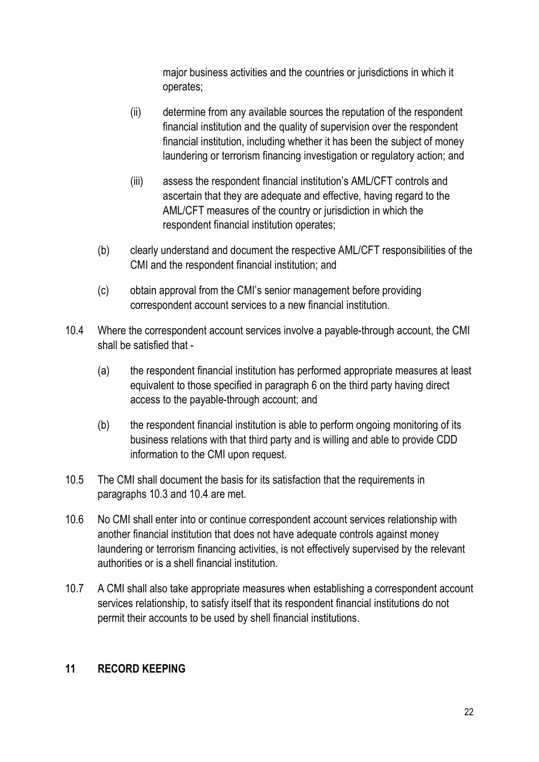major business activities and the countries or jurisdictions in which it operates;

(ii) determine from any available sources the reputation of the respondent financial institution and the quality of supervision over the respondent financial institution, including whether it has been the subject of money laundering or terrorism financing investigation or regulatory action; and

(iii) assess the respondent financial institution's AML/CFT controls and ascertain that they are adequate and effective, having regard to the AML/CFT measures of the country or jurisdiction in which the respondent financial institution operates;

(b) clearly understand and document the respective AML/CFT responsibilities of the CMI and the respondent financial institution; and

(c) obtain approval from the CMI's senior management before providing correspondent account services to a new financial institution.

10.4 Where the correspondent account services involve a payable-through account, the CMI shall be satisfied that -

(a) the respondent financial institution has performed appropriate measures at least equivalent to those specified in paragraph 6 on the third party having direct access to the payable-through account; and

(b) the respondent financial institution is able to perform ongoing monitoring of its business relations with that third party and is willing and able to provide CDD information to the CMI upon request.

10.5 The CMI shall document the basis for its satisfaction that the requirements in paragraphs 10.3 and 10.4 are met.

10.6 No CMI shall enter into or continue correspondent account services relationship with another financial institution that does not have adequate controls against money laundering or terrorism financing activities, is not effectively supervised by the relevant authorities or is a shell financial institution.

10.7 A CMI shall also take appropriate measures when establishing a correspondent account services relationship, to satisfy itself that its respondent financial institutions do not permit their accounts to be used by shell financial institutions.

## 11 RECORD KEEPING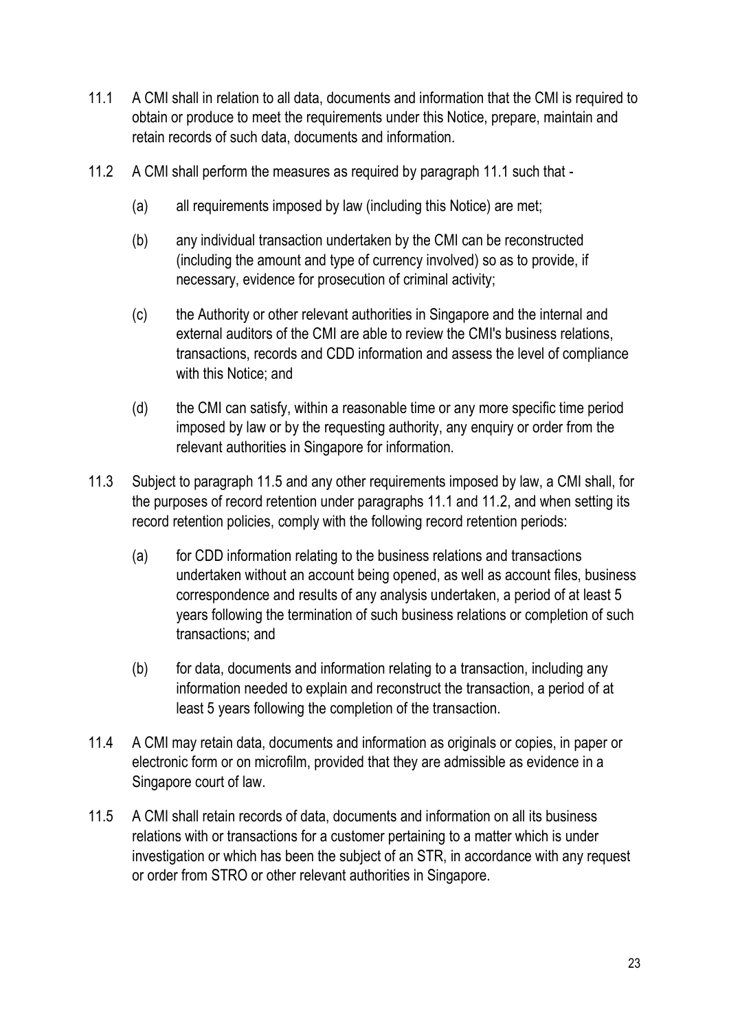11.1 A CMI shall in relation to all data, documents and information that the CMI is required to obtain or produce to meet the requirements under this Notice, prepare, maintain and retain records of such data, documents and information.

11.2 A CMI shall perform the measures as required by paragraph 11.1 such that -

(a) all requirements imposed by law (including this Notice) are met;

(b) any individual transaction undertaken by the CMI can be reconstructed (including the amount and type of currency involved) so as to provide, if necessary, evidence for prosecution of criminal activity;

(c) the Authority or other relevant authorities in Singapore and the internal and external auditors of the CMI are able to review the CMI's business relations, transactions, records and CDD information and assess the level of compliance with this Notice; and

(d) the CMI can satisfy, within a reasonable time or any more specific time period imposed by law or by the requesting authority, any enquiry or order from the relevant authorities in Singapore for information.

11.3 Subject to paragraph 11.5 and any other requirements imposed by law, a CMI shall, for the purposes of record retention under paragraphs 11.1 and 11.2, and when setting its record retention policies, comply with the following record retention periods:

(a) for CDD information relating to the business relations and transactions undertaken without an account being opened, as well as account files, business correspondence and results of any analysis undertaken, a period of at least 5 years following the termination of such business relations or completion of such transactions; and

(b) for data, documents and information relating to a transaction, including any information needed to explain and reconstruct the transaction, a period of at least 5 years following the completion of the transaction.

11.4 A CMI may retain data, documents and information as originals or copies, in paper or electronic form or on microfilm, provided that they are admissible as evidence in a Singapore court of law.

11.5 A CMI shall retain records of data, documents and information on all its business relations with or transactions for a customer pertaining to a matter which is under investigation or which has been the subject of an STR, in accordance with any request or order from STRO or other relevant authorities in Singapore.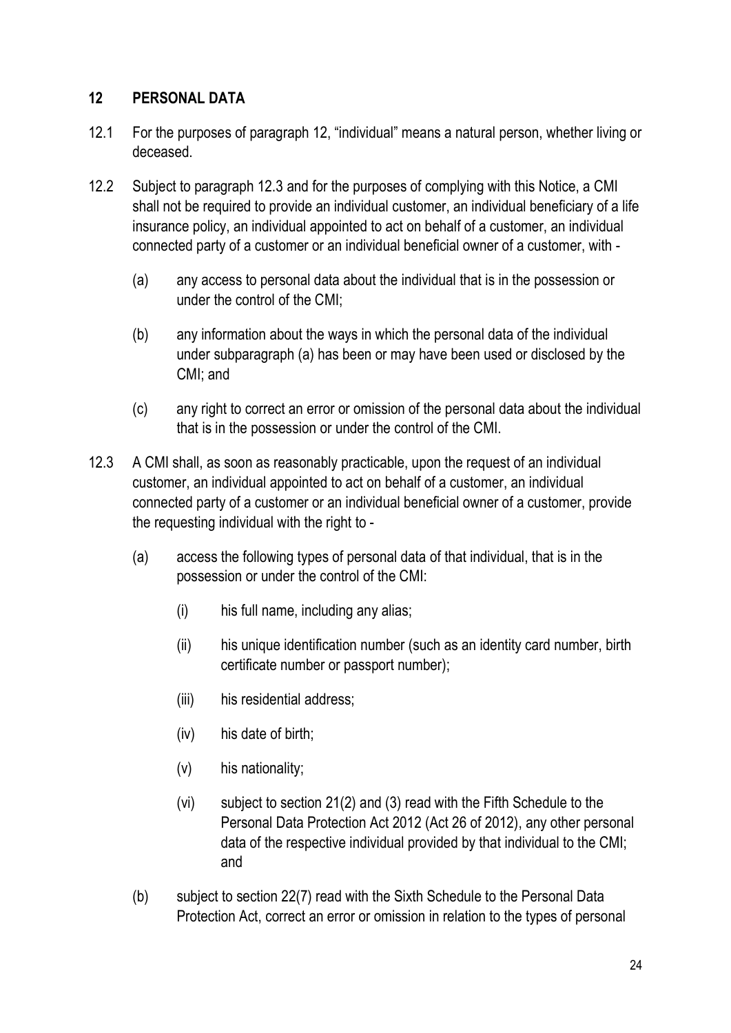## 12 PERSONAL DATA

12.1 For the purposes of paragraph 12, "individual" means a natural person, whether living or deceased.

12.2 Subject to paragraph 12.3 and for the purposes of complying with this Notice, a CMI shall not be required to provide an individual customer, an individual beneficiary of a life insurance policy, an individual appointed to act on behalf of a customer, an individual connected party of a customer or an individual beneficial owner of a customer, with -

(a) any access to personal data about the individual that is in the possession or under the control of the CMI;

(b) any information about the ways in which the personal data of the individual under subparagraph (a) has been or may have been used or disclosed by the CMI; and

(c) any right to correct an error or omission of the personal data about the individual that is in the possession or under the control of the CMI.

12.3 A CMI shall, as soon as reasonably practicable, upon the request of an individual customer, an individual appointed to act on behalf of a customer, an individual connected party of a customer or an individual beneficial owner of a customer, provide the requesting individual with the right to -

(a) access the following types of personal data of that individual, that is in the possession or under the control of the CMI:

(i) his full name, including any alias;

(ii) his unique identification number (such as an identity card number, birth certificate number or passport number);

(iii) his residential address;

(iv) his date of birth;

(v) his nationality;

(vi) subject to section 21(2) and (3) read with the Fifth Schedule to the Personal Data Protection Act 2012 (Act 26 of 2012), any other personal data of the respective individual provided by that individual to the CMI; and

(b) subject to section 22(7) read with the Sixth Schedule to the Personal Data Protection Act, correct an error or omission in relation to the types of personal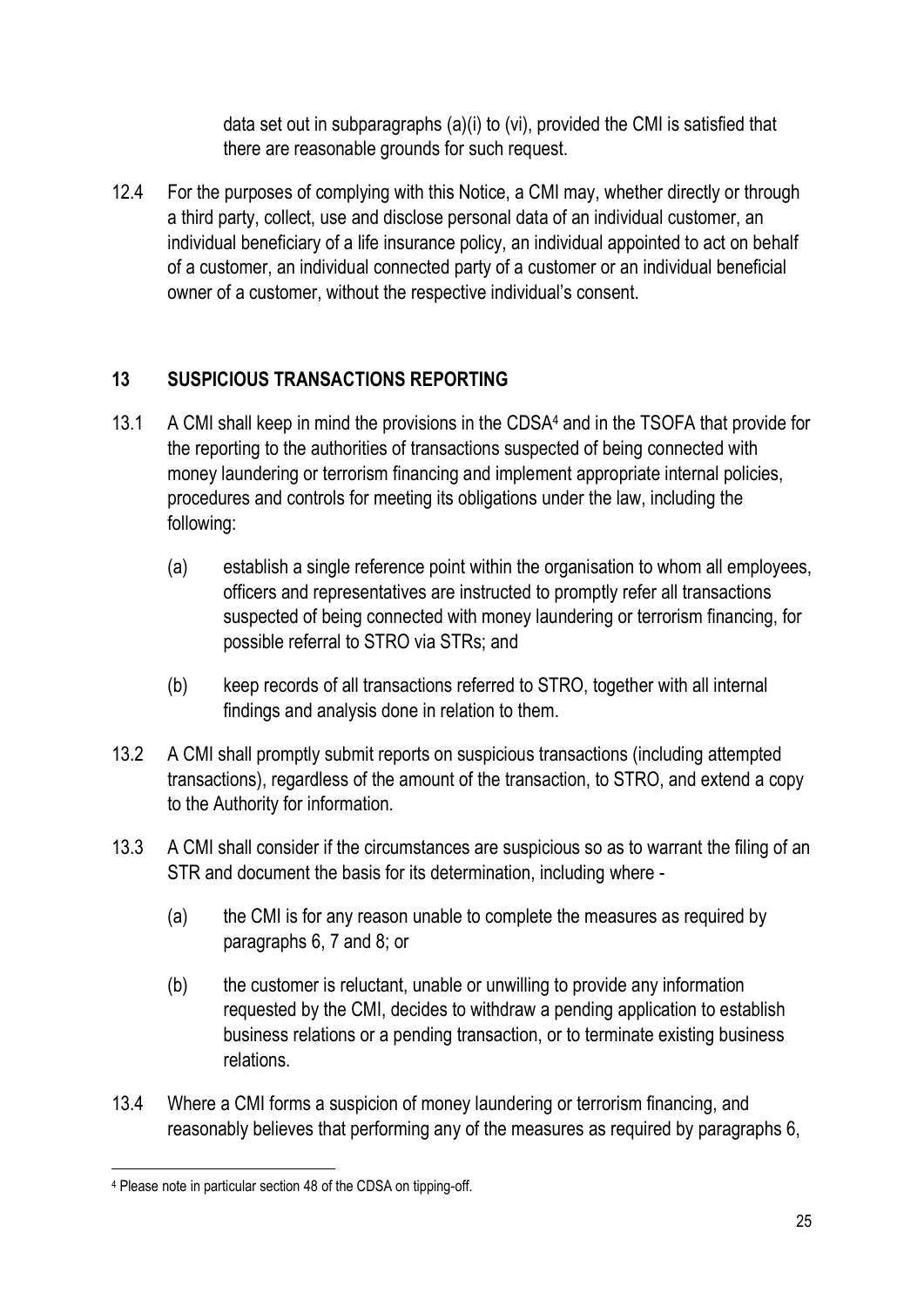data set out in subparagraphs (a)(i) to (vi), provided the CMI is satisfied that there are reasonable grounds for such request.

12.4 For the purposes of complying with this Notice, a CMI may, whether directly or through a third party, collect, use and disclose personal data of an individual customer, an individual beneficiary of a life insurance policy, an individual appointed to act on behalf of a customer, an individual connected party of a customer or an individual beneficial owner of a customer, without the respective individual's consent.

## 13 SUSPICIOUS TRANSACTIONS REPORTING

13.1 A CMI shall keep in mind the provisions in the CDSA[4] and in the TSOFA that provide for the reporting to the authorities of transactions suspected of being connected with money laundering or terrorism financing and implement appropriate internal policies, procedures and controls for meeting its obligations under the law, including the following:

(a) establish a single reference point within the organisation to whom all employees, officers and representatives are instructed to promptly refer all transactions suspected of being connected with money laundering or terrorism financing, for possible referral to STRO via STRs; and

(b) keep records of all transactions referred to STRO, together with all internal findings and analysis done in relation to them.

13.2 A CMI shall promptly submit reports on suspicious transactions (including attempted transactions), regardless of the amount of the transaction, to STRO, and extend a copy to the Authority for information.

13.3 A CMI shall consider if the circumstances are suspicious so as to warrant the filing of an STR and document the basis for its determination, including where -

(a) the CMI is for any reason unable to complete the measures as required by paragraphs 6, 7 and 8; or

(b) the customer is reluctant, unable or unwilling to provide any information requested by the CMI, decides to withdraw a pending application to establish business relations or a pending transaction, or to terminate existing business relations.

13.4 Where a CMI forms a suspicion of money laundering or terrorism financing, and reasonably believes that performing any of the measures as required by paragraphs 6,

[4] Please note in particular section 48 of the CDSA on tipping-off.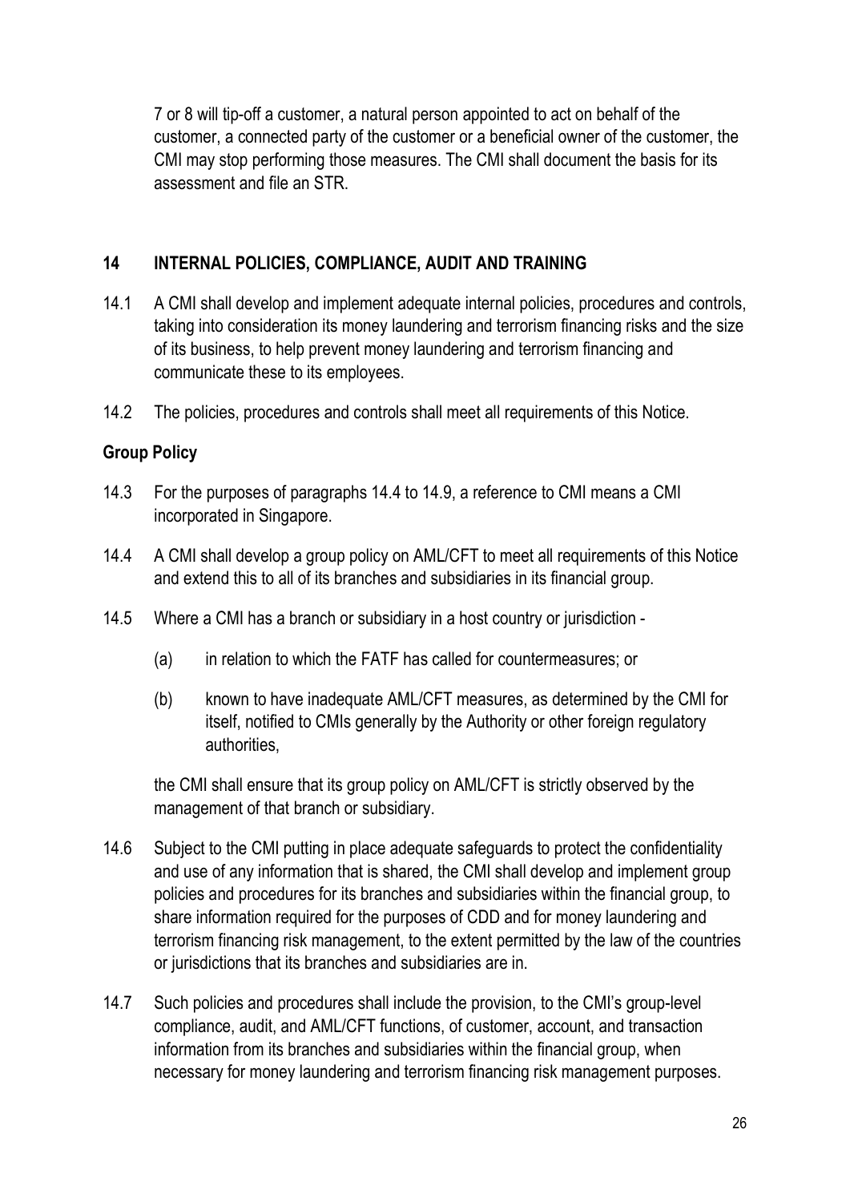7 or 8 will tip-off a customer, a natural person appointed to act on behalf of the customer, a connected party of the customer or a beneficial owner of the customer, the CMI may stop performing those measures. The CMI shall document the basis for its assessment and file an STR.

## 14 INTERNAL POLICIES, COMPLIANCE, AUDIT AND TRAINING

14.1 A CMI shall develop and implement adequate internal policies, procedures and controls, taking into consideration its money laundering and terrorism financing risks and the size of its business, to help prevent money laundering and terrorism financing and communicate these to its employees.

14.2 The policies, procedures and controls shall meet all requirements of this Notice.

### Group Policy

14.3 For the purposes of paragraphs 14.4 to 14.9, a reference to CMI means a CMI incorporated in Singapore.

14.4 A CMI shall develop a group policy on AML/CFT to meet all requirements of this Notice and extend this to all of its branches and subsidiaries in its financial group.

14.5 Where a CMI has a branch or subsidiary in a host country or jurisdiction -

(a) in relation to which the FATF has called for countermeasures; or

(b) known to have inadequate AML/CFT measures, as determined by the CMI for itself, notified to CMIs generally by the Authority or other foreign regulatory authorities,

the CMI shall ensure that its group policy on AML/CFT is strictly observed by the management of that branch or subsidiary.

14.6 Subject to the CMI putting in place adequate safeguards to protect the confidentiality and use of any information that is shared, the CMI shall develop and implement group policies and procedures for its branches and subsidiaries within the financial group, to share information required for the purposes of CDD and for money laundering and terrorism financing risk management, to the extent permitted by the law of the countries or jurisdictions that its branches and subsidiaries are in.

14.7 Such policies and procedures shall include the provision, to the CMI's group-level compliance, audit, and AML/CFT functions, of customer, account, and transaction information from its branches and subsidiaries within the financial group, when necessary for money laundering and terrorism financing risk management purposes.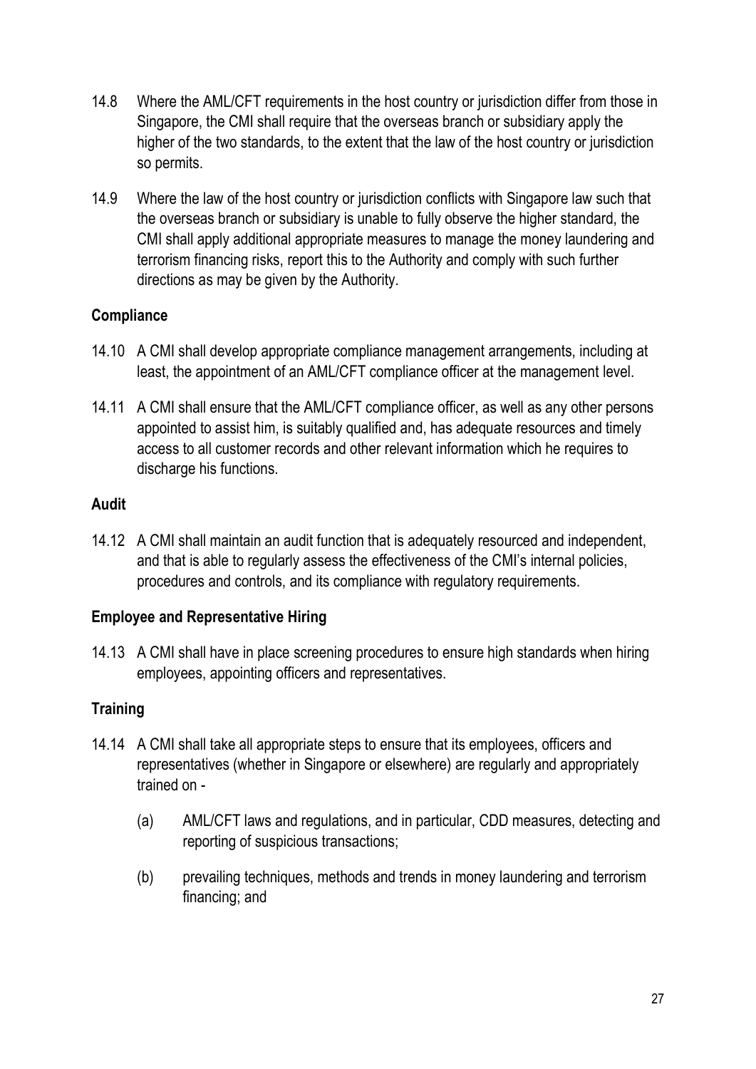14.8 Where the AML/CFT requirements in the host country or jurisdiction differ from those in Singapore, the CMI shall require that the overseas branch or subsidiary apply the higher of the two standards, to the extent that the law of the host country or jurisdiction so permits.

14.9 Where the law of the host country or jurisdiction conflicts with Singapore law such that the overseas branch or subsidiary is unable to fully observe the higher standard, the CMI shall apply additional appropriate measures to manage the money laundering and terrorism financing risks, report this to the Authority and comply with such further directions as may be given by the Authority.

**Compliance**

14.10 A CMI shall develop appropriate compliance management arrangements, including at least, the appointment of an AML/CFT compliance officer at the management level.

14.11 A CMI shall ensure that the AML/CFT compliance officer, as well as any other persons appointed to assist him, is suitably qualified and, has adequate resources and timely access to all customer records and other relevant information which he requires to discharge his functions.

**Audit**

14.12 A CMI shall maintain an audit function that is adequately resourced and independent, and that is able to regularly assess the effectiveness of the CMI's internal policies, procedures and controls, and its compliance with regulatory requirements.

**Employee and Representative Hiring**

14.13 A CMI shall have in place screening procedures to ensure high standards when hiring employees, appointing officers and representatives.

**Training**

14.14 A CMI shall take all appropriate steps to ensure that its employees, officers and representatives (whether in Singapore or elsewhere) are regularly and appropriately trained on -

(a) AML/CFT laws and regulations, and in particular, CDD measures, detecting and reporting of suspicious transactions;

(b) prevailing techniques, methods and trends in money laundering and terrorism financing; and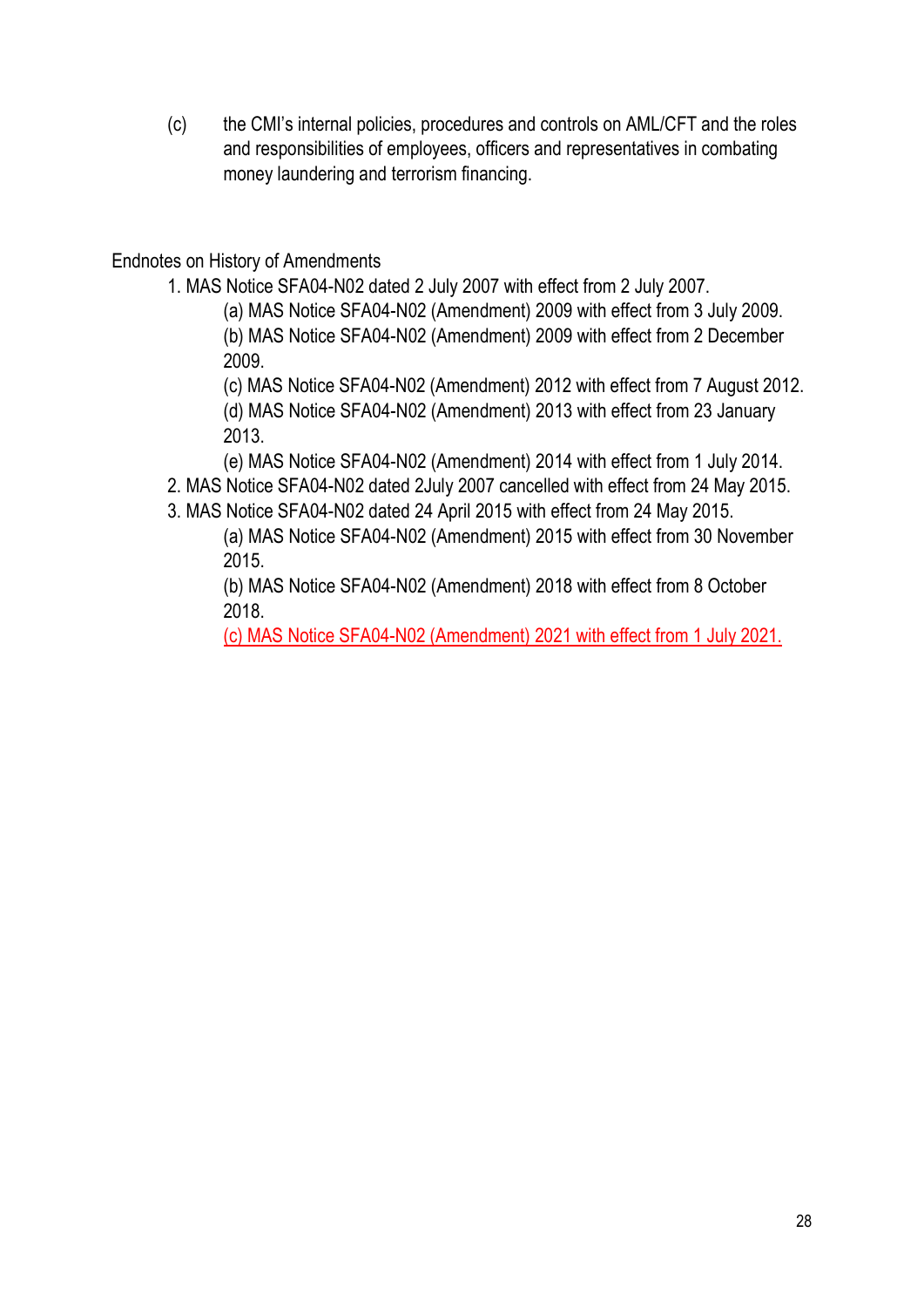(c) the CMI's internal policies, procedures and controls on AML/CFT and the roles and responsibilities of employees, officers and representatives in combating money laundering and terrorism financing.

Endnotes on History of Amendments

1. MAS Notice SFA04-N02 dated 2 July 2007 with effect from 2 July 2007.
   - (a) MAS Notice SFA04-N02 (Amendment) 2009 with effect from 3 July 2009.
   - (b) MAS Notice SFA04-N02 (Amendment) 2009 with effect from 2 December 2009.
   - (c) MAS Notice SFA04-N02 (Amendment) 2012 with effect from 7 August 2012.
   - (d) MAS Notice SFA04-N02 (Amendment) 2013 with effect from 23 January 2013.
   - (e) MAS Notice SFA04-N02 (Amendment) 2014 with effect from 1 July 2014.
2. MAS Notice SFA04-N02 dated 2July 2007 cancelled with effect from 24 May 2015.
3. MAS Notice SFA04-N02 dated 24 April 2015 with effect from 24 May 2015.
   - (a) MAS Notice SFA04-N02 (Amendment) 2015 with effect from 30 November 2015.
   - (b) MAS Notice SFA04-N02 (Amendment) 2018 with effect from 8 October 2018.
   - (c) MAS Notice SFA04-N02 (Amendment) 2021 with effect from 1 July 2021.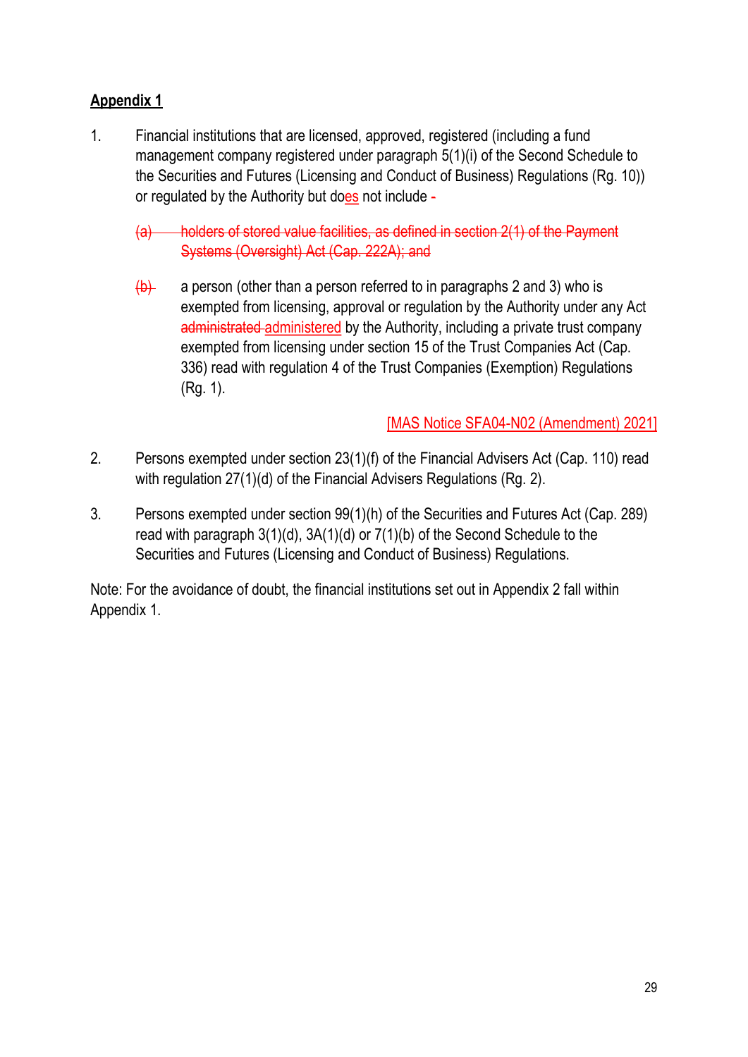**Appendix 1**

1. Financial institutions that are licensed, approved, registered (including a fund management company registered under paragraph 5(1)(i) of the Second Schedule to the Securities and Futures (Licensing and Conduct of Business) Regulations (Rg. 10)) or regulated by the Authority but does not include -

   ~~(a) holders of stored value facilities, as defined in section 2(1) of the Payment Systems (Oversight) Act (Cap. 222A); and~~

   ~~(b)~~ a person (other than a person referred to in paragraphs 2 and 3) who is exempted from licensing, approval or regulation by the Authority under any Act ~~administrated~~ administered by the Authority, including a private trust company exempted from licensing under section 15 of the Trust Companies Act (Cap. 336) read with regulation 4 of the Trust Companies (Exemption) Regulations (Rg. 1).

   [MAS Notice SFA04-N02 (Amendment) 2021]

2. Persons exempted under section 23(1)(f) of the Financial Advisers Act (Cap. 110) read with regulation 27(1)(d) of the Financial Advisers Regulations (Rg. 2).

3. Persons exempted under section 99(1)(h) of the Securities and Futures Act (Cap. 289) read with paragraph 3(1)(d), 3A(1)(d) or 7(1)(b) of the Second Schedule to the Securities and Futures (Licensing and Conduct of Business) Regulations.

Note: For the avoidance of doubt, the financial institutions set out in Appendix 2 fall within Appendix 1.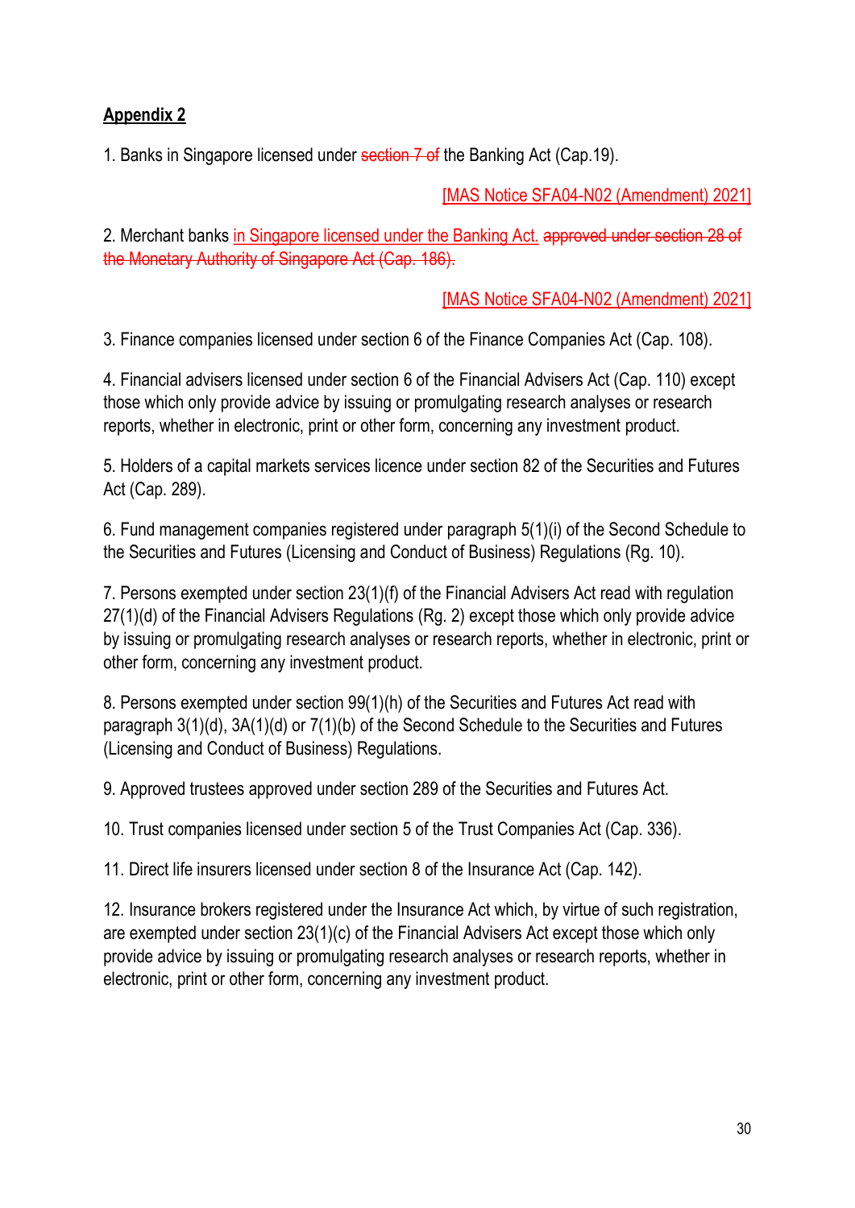**<u>Appendix 2</u>**

1. Banks in Singapore licensed under ~~section 7 of~~ the Banking Act (Cap.19).

[MAS Notice SFA04-N02 (Amendment) 2021]

2. Merchant banks <u>in Singapore licensed under the Banking Act.</u> ~~approved under section 28 of the Monetary Authority of Singapore Act (Cap. 186).~~

[MAS Notice SFA04-N02 (Amendment) 2021]

3. Finance companies licensed under section 6 of the Finance Companies Act (Cap. 108).

4. Financial advisers licensed under section 6 of the Financial Advisers Act (Cap. 110) except those which only provide advice by issuing or promulgating research analyses or research reports, whether in electronic, print or other form, concerning any investment product.

5. Holders of a capital markets services licence under section 82 of the Securities and Futures Act (Cap. 289).

6. Fund management companies registered under paragraph 5(1)(i) of the Second Schedule to the Securities and Futures (Licensing and Conduct of Business) Regulations (Rg. 10).

7. Persons exempted under section 23(1)(f) of the Financial Advisers Act read with regulation 27(1)(d) of the Financial Advisers Regulations (Rg. 2) except those which only provide advice by issuing or promulgating research analyses or research reports, whether in electronic, print or other form, concerning any investment product.

8. Persons exempted under section 99(1)(h) of the Securities and Futures Act read with paragraph 3(1)(d), 3A(1)(d) or 7(1)(b) of the Second Schedule to the Securities and Futures (Licensing and Conduct of Business) Regulations.

9. Approved trustees approved under section 289 of the Securities and Futures Act.

10. Trust companies licensed under section 5 of the Trust Companies Act (Cap. 336).

11. Direct life insurers licensed under section 8 of the Insurance Act (Cap. 142).

12. Insurance brokers registered under the Insurance Act which, by virtue of such registration, are exempted under section 23(1)(c) of the Financial Advisers Act except those which only provide advice by issuing or promulgating research analyses or research reports, whether in electronic, print or other form, concerning any investment product.